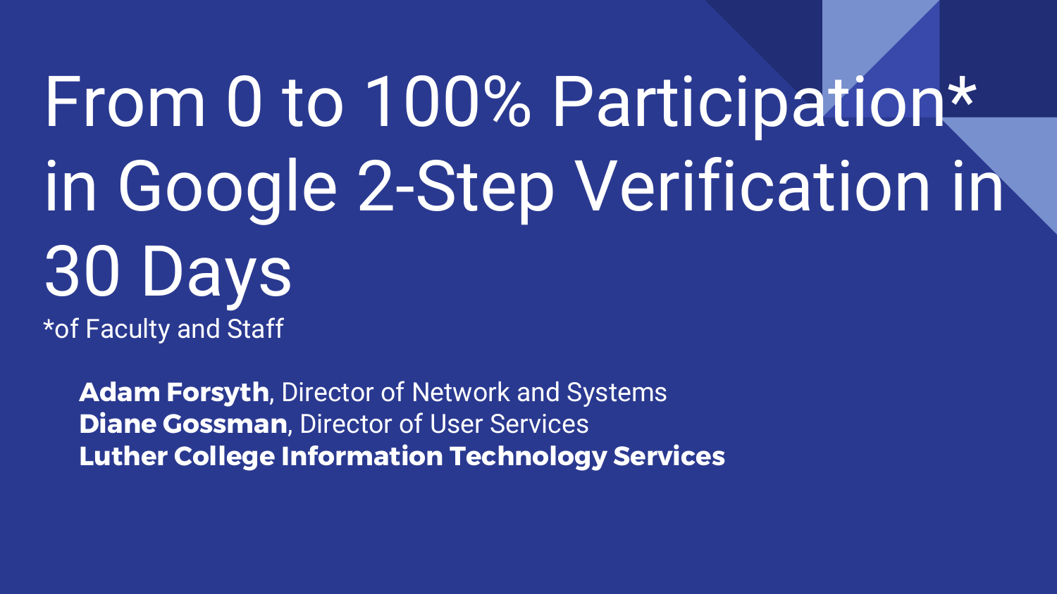# From 0 to 100% Participation* in Google 2-Step Verification in 30 Days

*of Faculty and Staff

**Adam Forsyth**, Director of Network and Systems
**Diane Gossman**, Director of User Services
**Luther College Information Technology Services**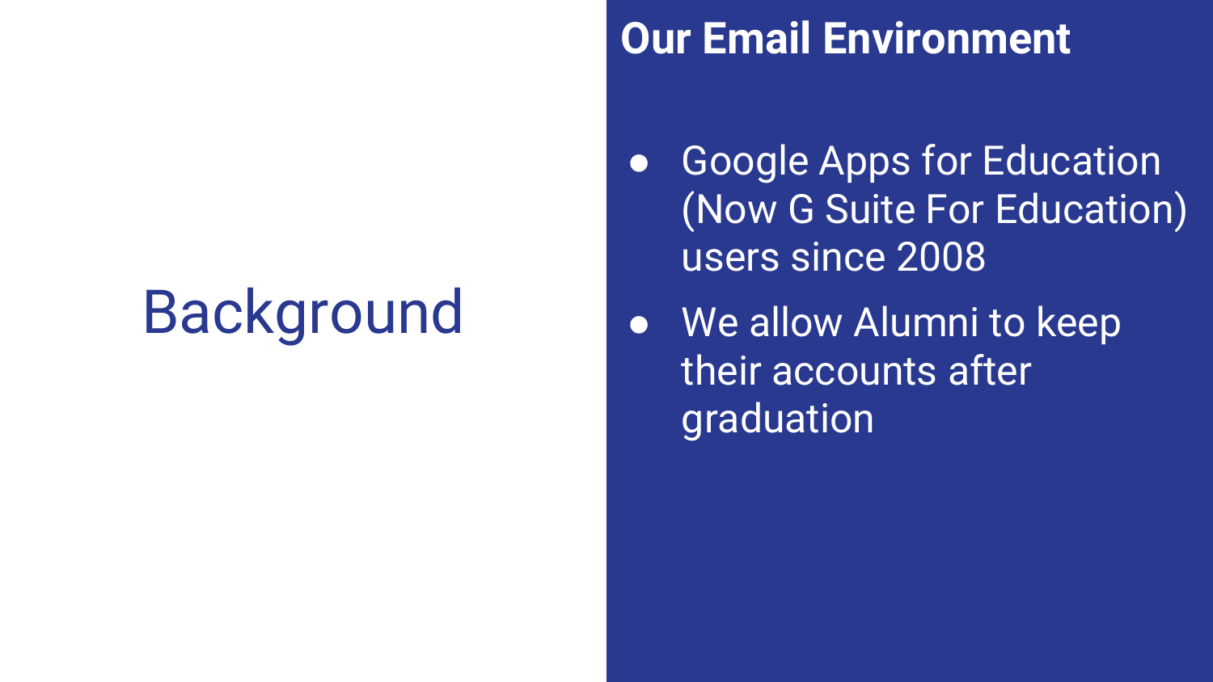# Background

## Our Email Environment

- Google Apps for Education (Now G Suite For Education) users since 2008
- We allow Alumni to keep their accounts after graduation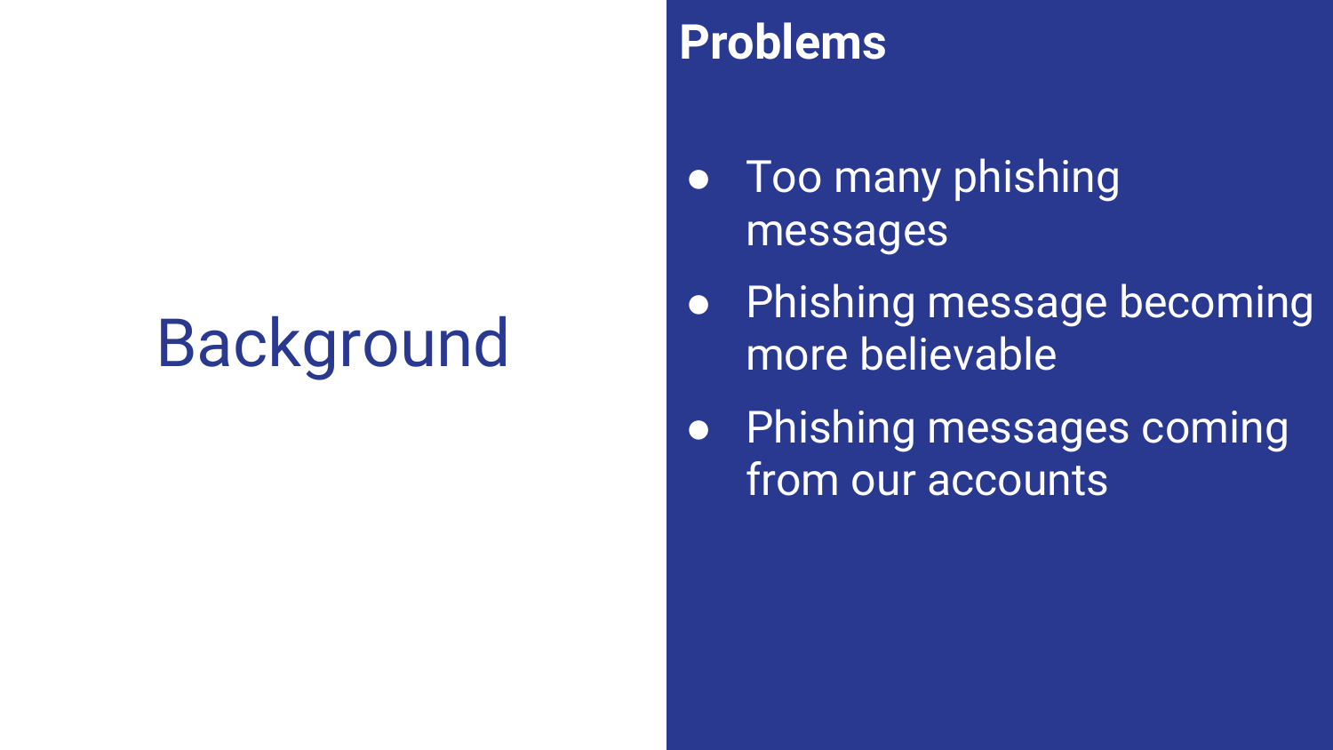# Background

## Problems

- Too many phishing messages
- Phishing message becoming more believable
- Phishing messages coming from our accounts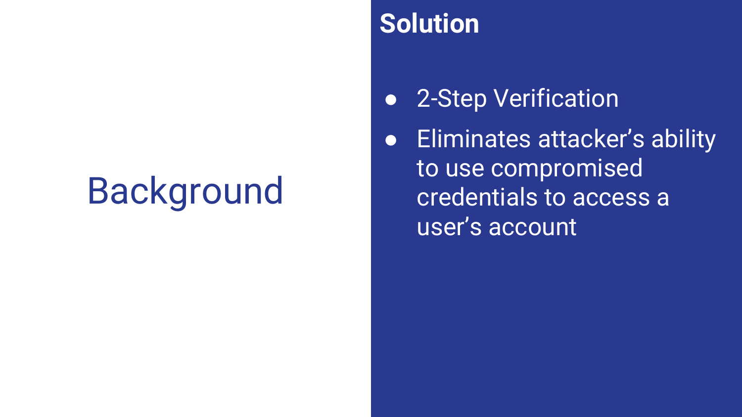# Background

## Solution

- 2-Step Verification
- Eliminates attacker’s ability to use compromised credentials to access a user’s account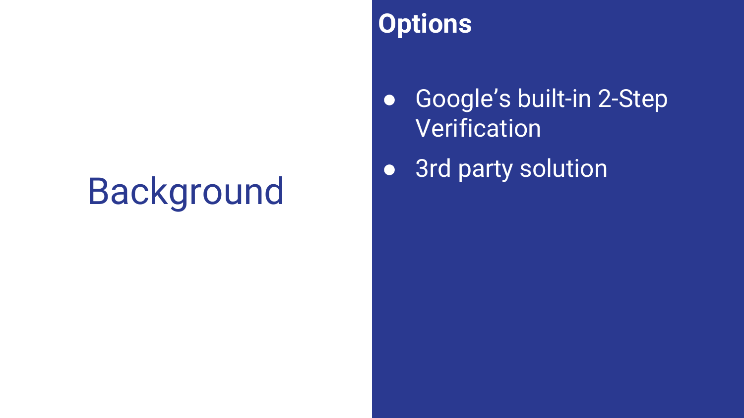# Background

## Options

- Google’s built-in 2-Step Verification
- 3rd party solution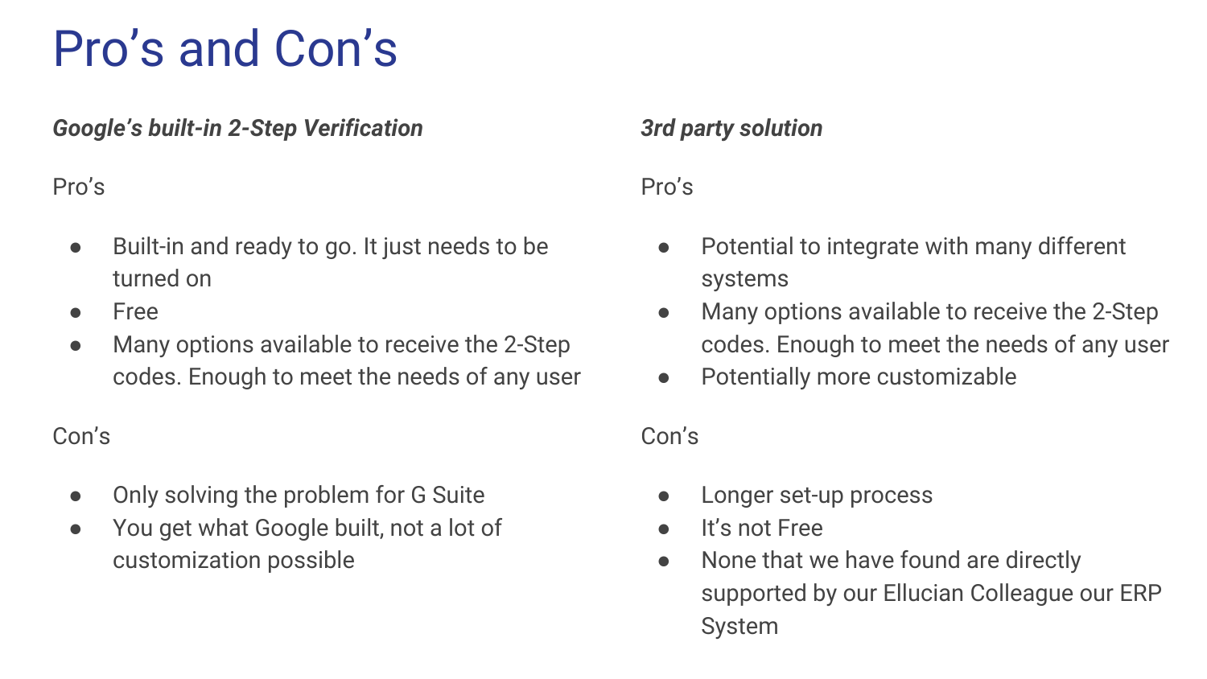# Pro’s and Con’s

***Google’s built-in 2-Step Verification***

Pro’s

- Built-in and ready to go. It just needs to be turned on
- Free
- Many options available to receive the 2-Step codes. Enough to meet the needs of any user

Con’s

- Only solving the problem for G Suite
- You get what Google built, not a lot of customization possible

***3rd party solution***

Pro’s

- Potential to integrate with many different systems
- Many options available to receive the 2-Step codes. Enough to meet the needs of any user
- Potentially more customizable

Con’s

- Longer set-up process
- It’s not Free
- None that we have found are directly supported by our Ellucian Colleague our ERP System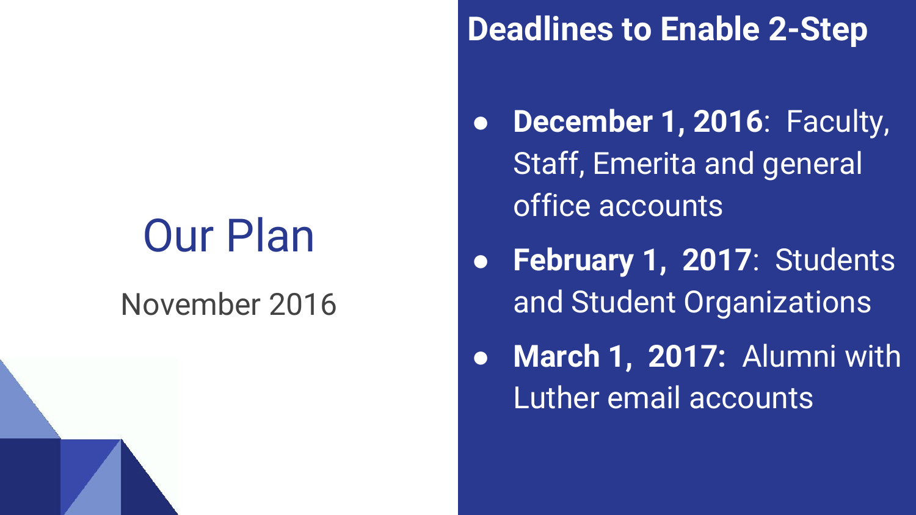# Our Plan

November 2016

## Deadlines to Enable 2-Step

- **December 1, 2016**: Faculty, Staff, Emerita and general office accounts
- **February 1, 2017**: Students and Student Organizations
- **March 1, 2017:** Alumni with Luther email accounts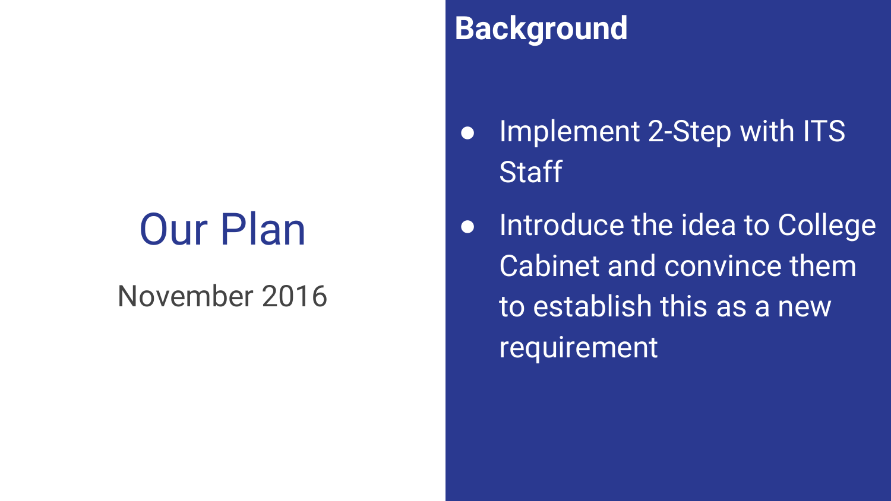# Our Plan

November 2016

## Background

- Implement 2-Step with ITS Staff
- Introduce the idea to College Cabinet and convince them to establish this as a new requirement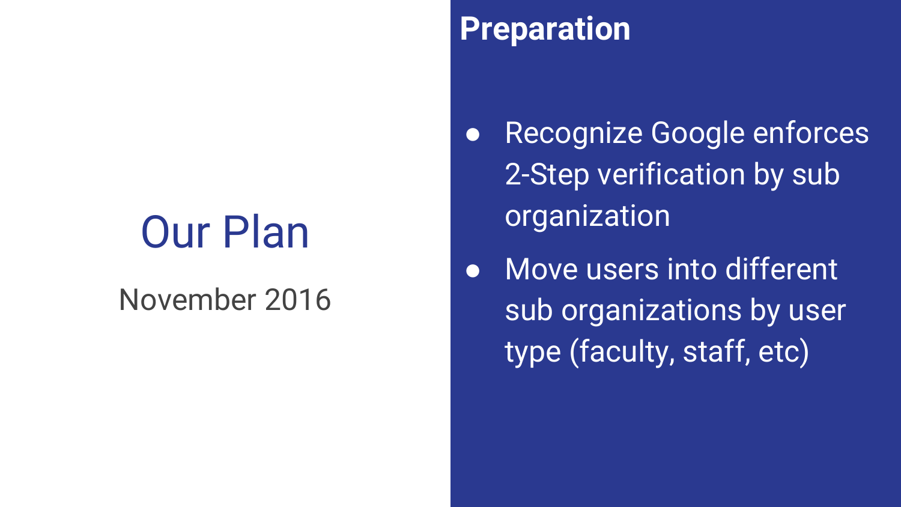# Our Plan

November 2016

## Preparation

- Recognize Google enforces 2-Step verification by sub organization
- Move users into different sub organizations by user type (faculty, staff, etc)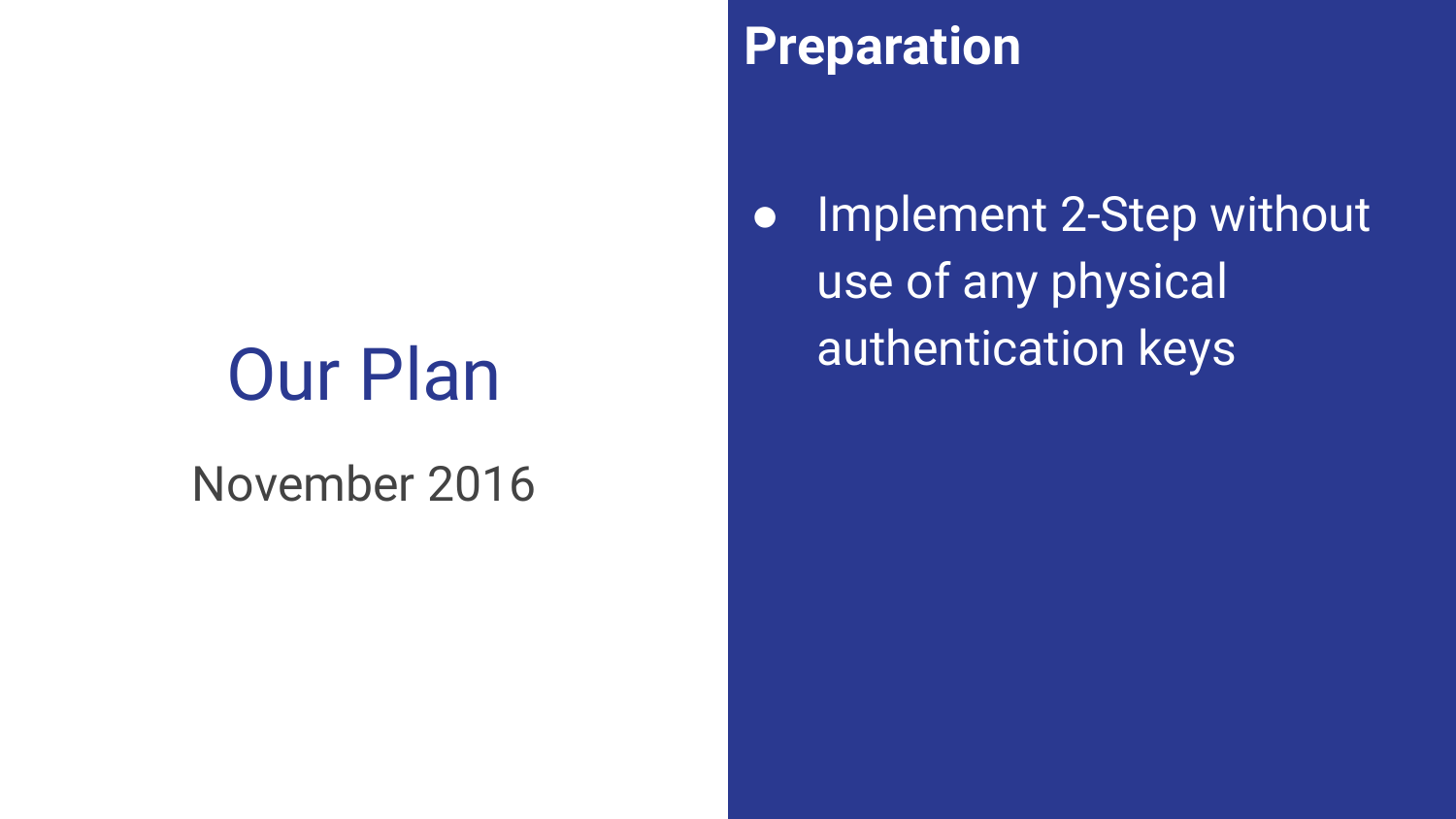# Our Plan

November 2016

## Preparation

- Implement 2-Step without use of any physical authentication keys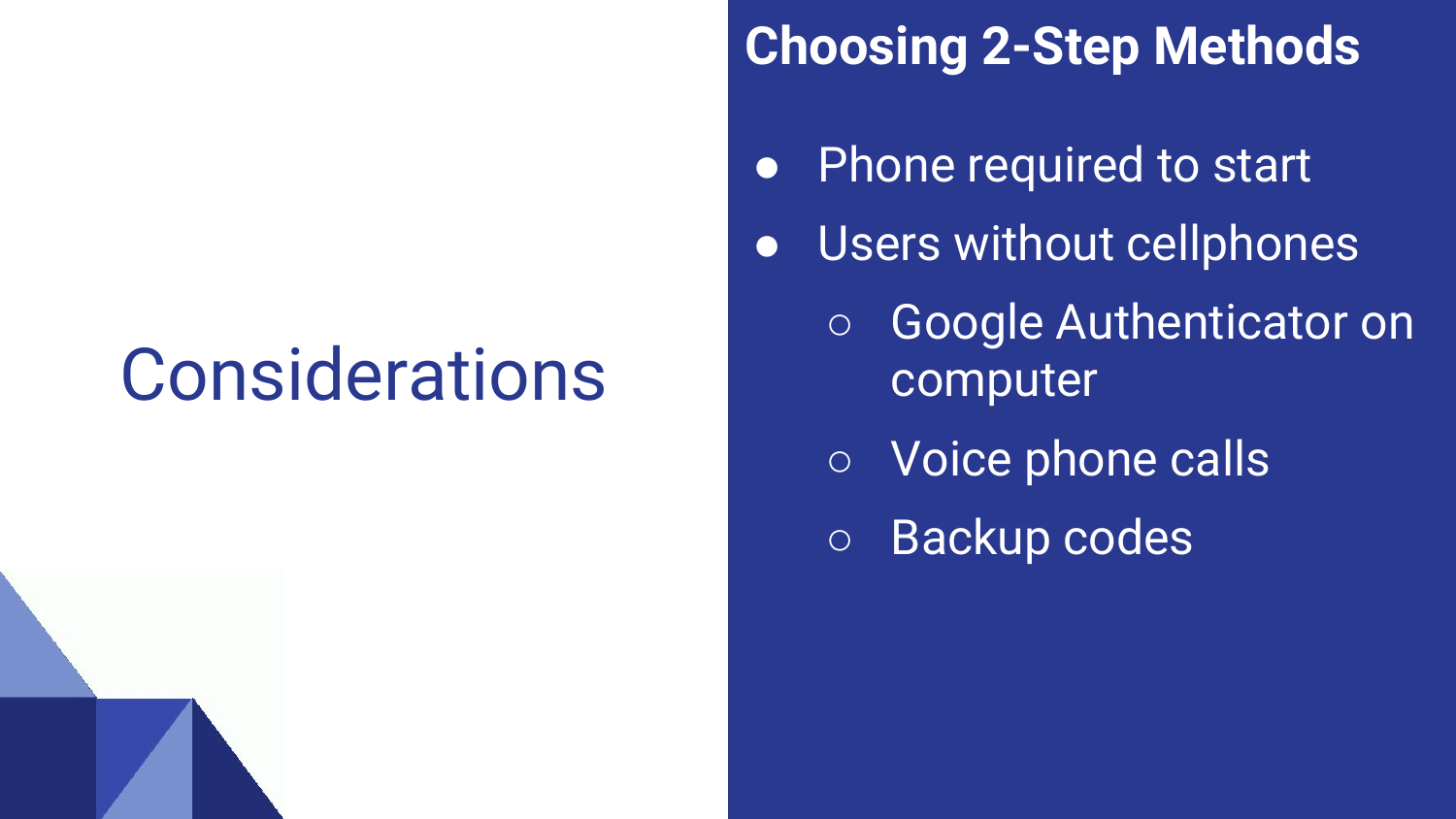# Considerations

## Choosing 2-Step Methods

- Phone required to start
- Users without cellphones
  - Google Authenticator on computer
  - Voice phone calls
  - Backup codes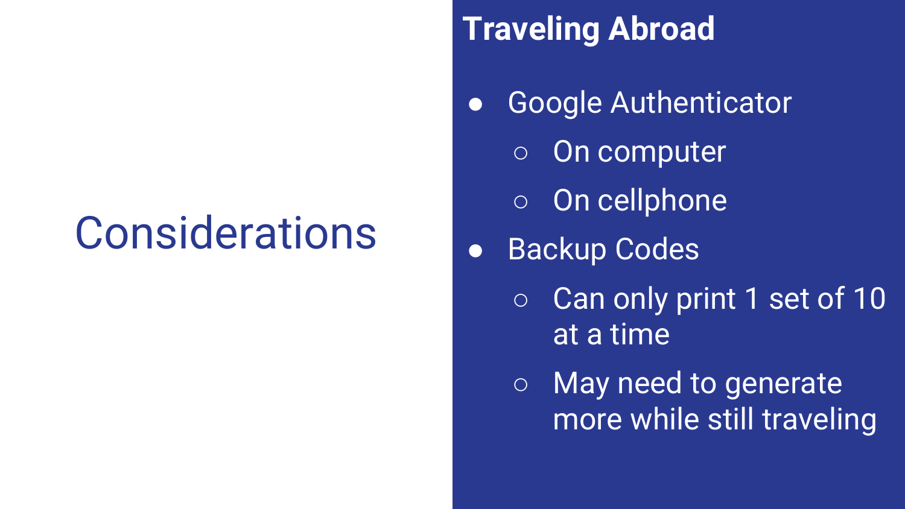# Considerations

## Traveling Abroad

- Google Authenticator
  - On computer
  - On cellphone
- Backup Codes
  - Can only print 1 set of 10 at a time
  - May need to generate more while still traveling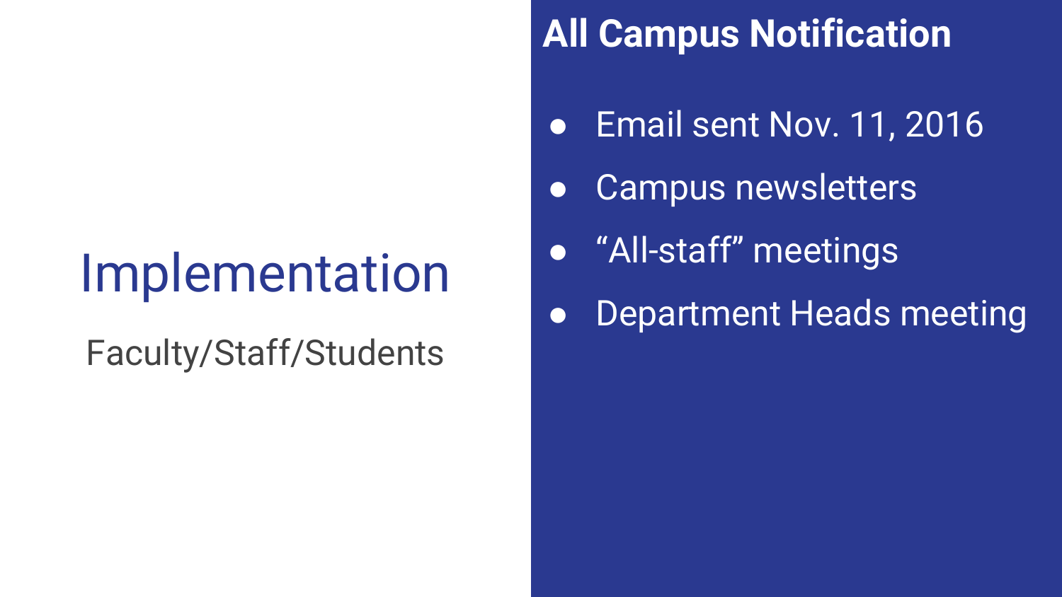# Implementation

Faculty/Staff/Students

## All Campus Notification

- Email sent Nov. 11, 2016
- Campus newsletters
- “All-staff” meetings
- Department Heads meeting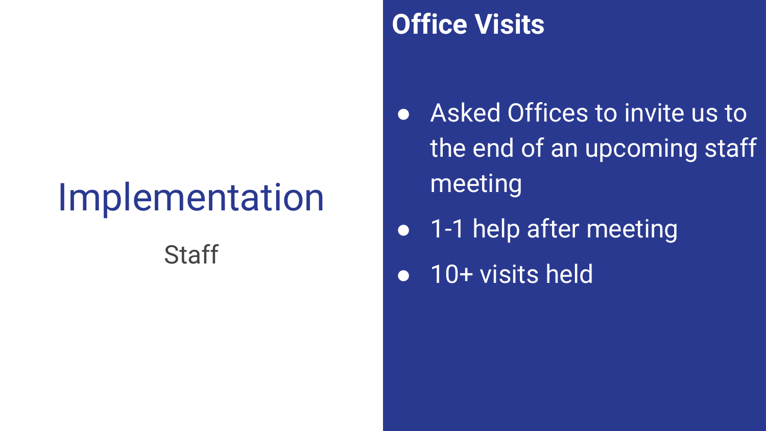# Implementation

Staff

## Office Visits

- Asked Offices to invite us to the end of an upcoming staff meeting
- 1-1 help after meeting
- 10+ visits held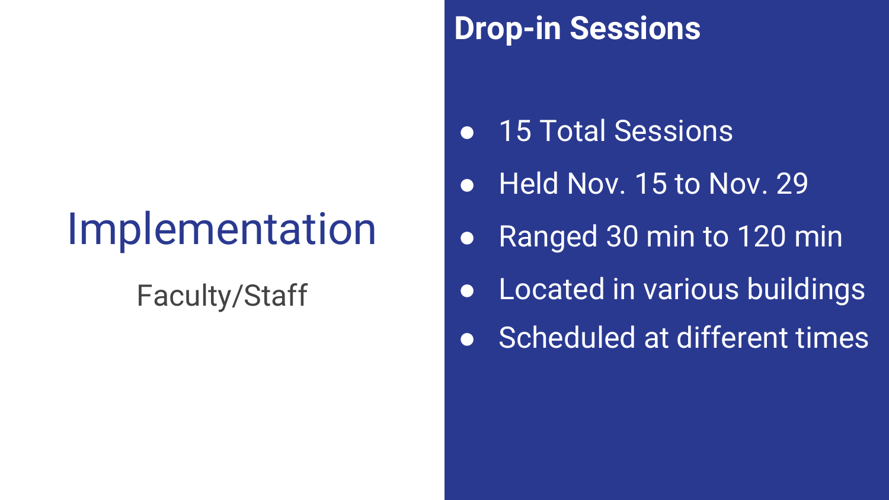# Implementation

Faculty/Staff

## Drop-in Sessions

- 15 Total Sessions
- Held Nov. 15 to Nov. 29
- Ranged 30 min to 120 min
- Located in various buildings
- Scheduled at different times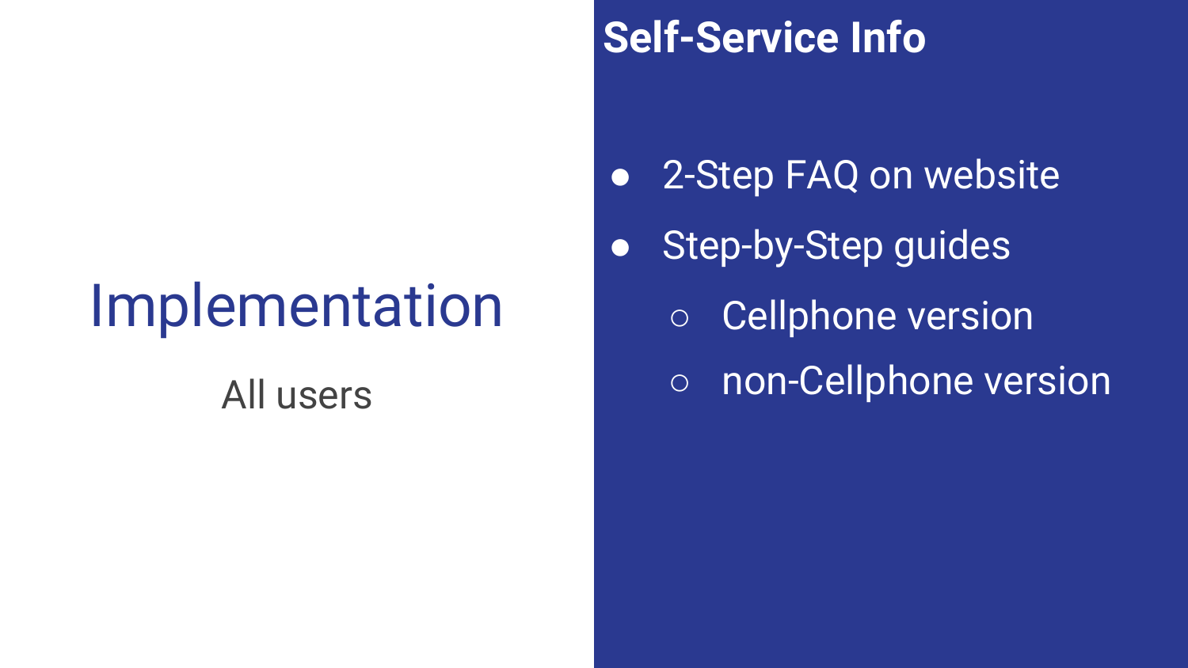# Implementation

All users

## Self-Service Info

- 2-Step FAQ on website
- Step-by-Step guides
  - Cellphone version
  - non-Cellphone version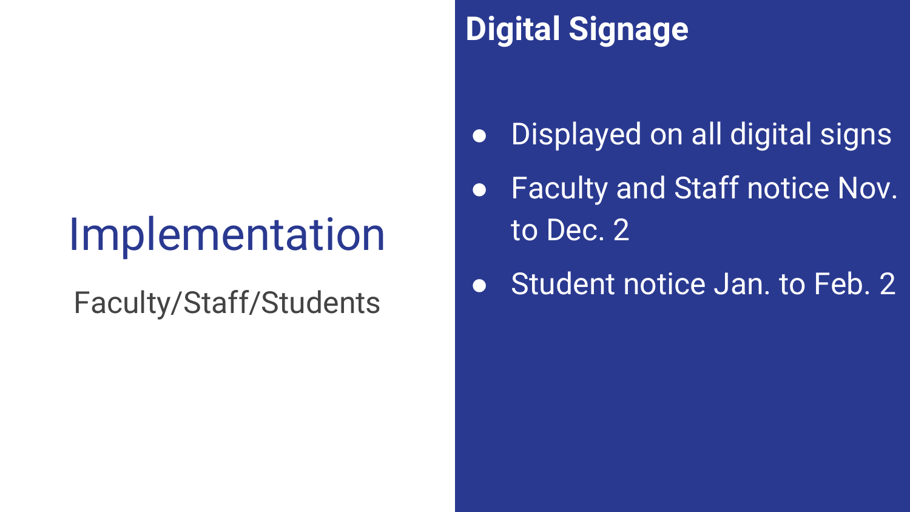# Implementation

Faculty/Staff/Students

## Digital Signage

- Displayed on all digital signs
- Faculty and Staff notice Nov. to Dec. 2
- Student notice Jan. to Feb. 2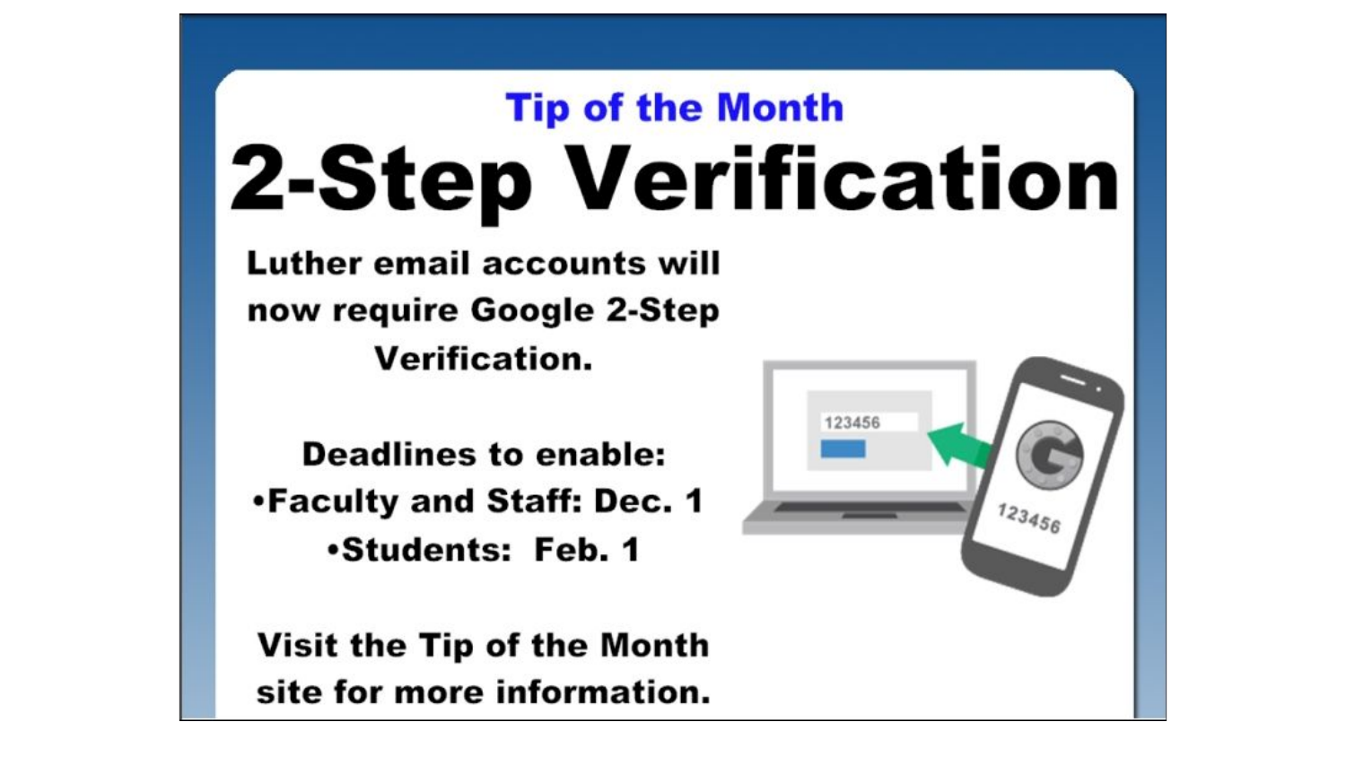### Tip of the Month

# 2-Step Verification

**Luther email accounts will now require Google 2-Step Verification.**

**Deadlines to enable:**

- **Faculty and Staff: Dec. 1**
- **Students: Feb. 1**

**Visit the Tip of the Month site for more information.**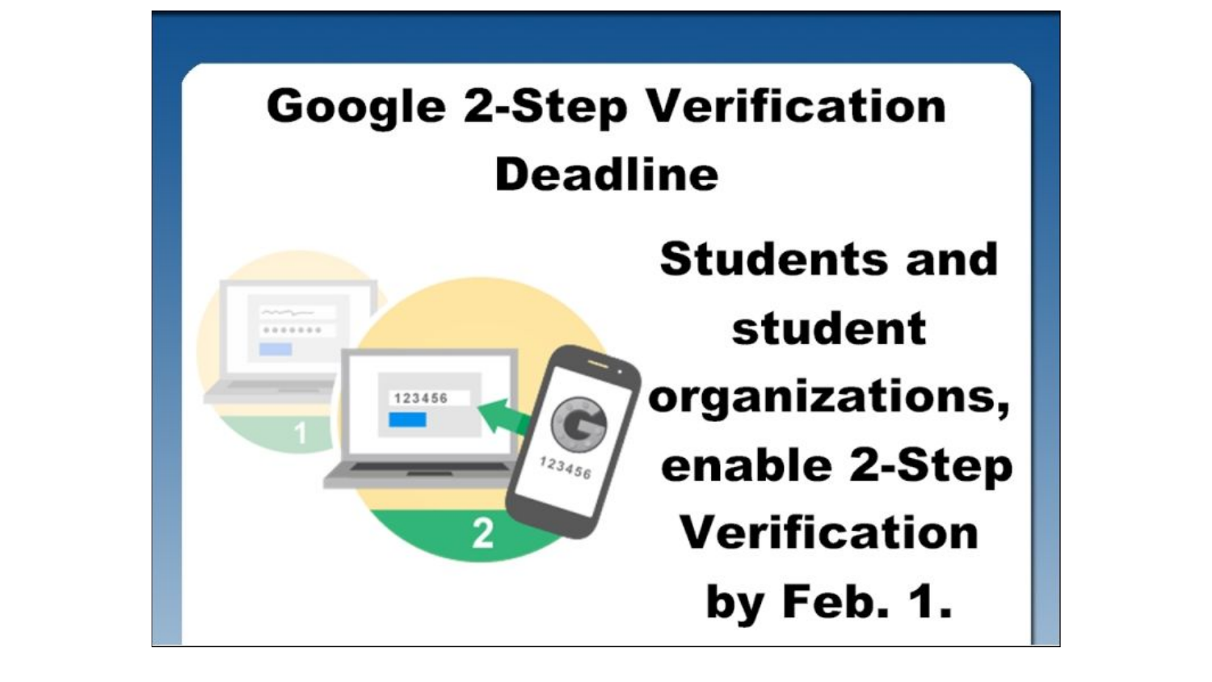# Google 2-Step Verification Deadline

**Students and student organizations, enable 2-Step Verification by Feb. 1.**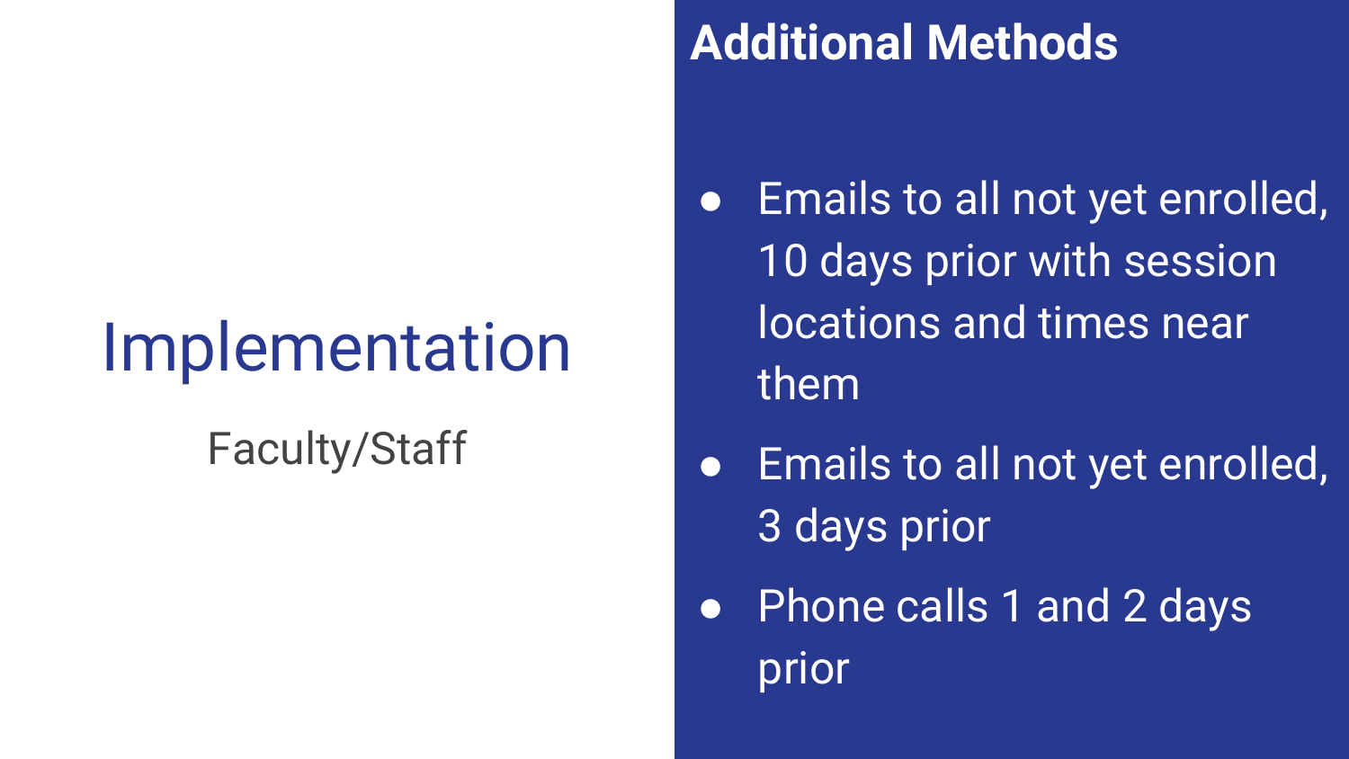# Implementation

Faculty/Staff

## Additional Methods

- Emails to all not yet enrolled, 10 days prior with session locations and times near them
- Emails to all not yet enrolled, 3 days prior
- Phone calls 1 and 2 days prior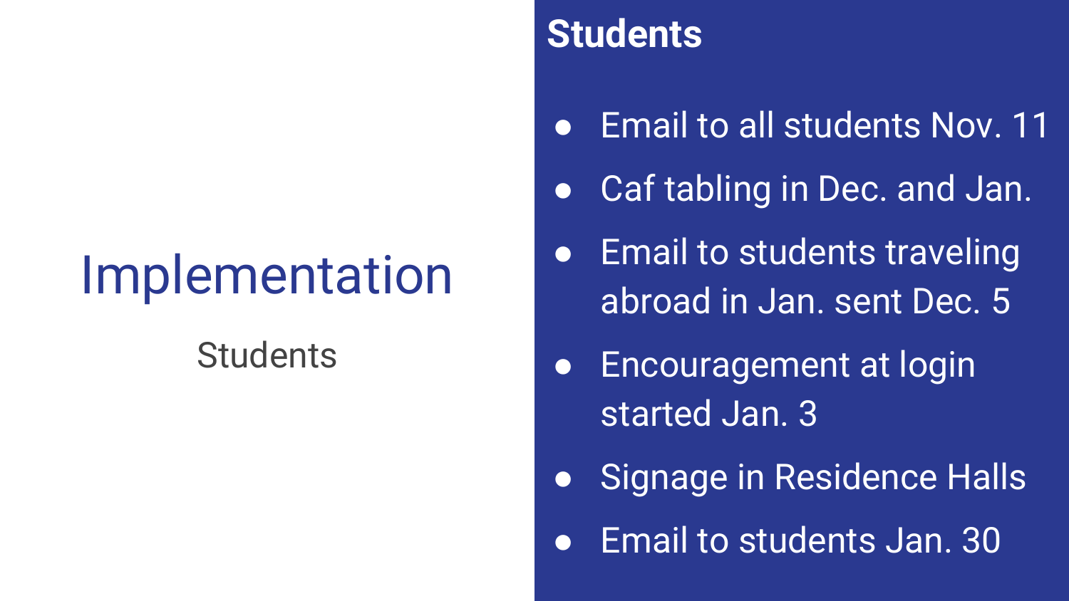# Implementation

Students

## Students

- Email to all students Nov. 11
- Caf tabling in Dec. and Jan.
- Email to students traveling abroad in Jan. sent Dec. 5
- Encouragement at login started Jan. 3
- Signage in Residence Halls
- Email to students Jan. 30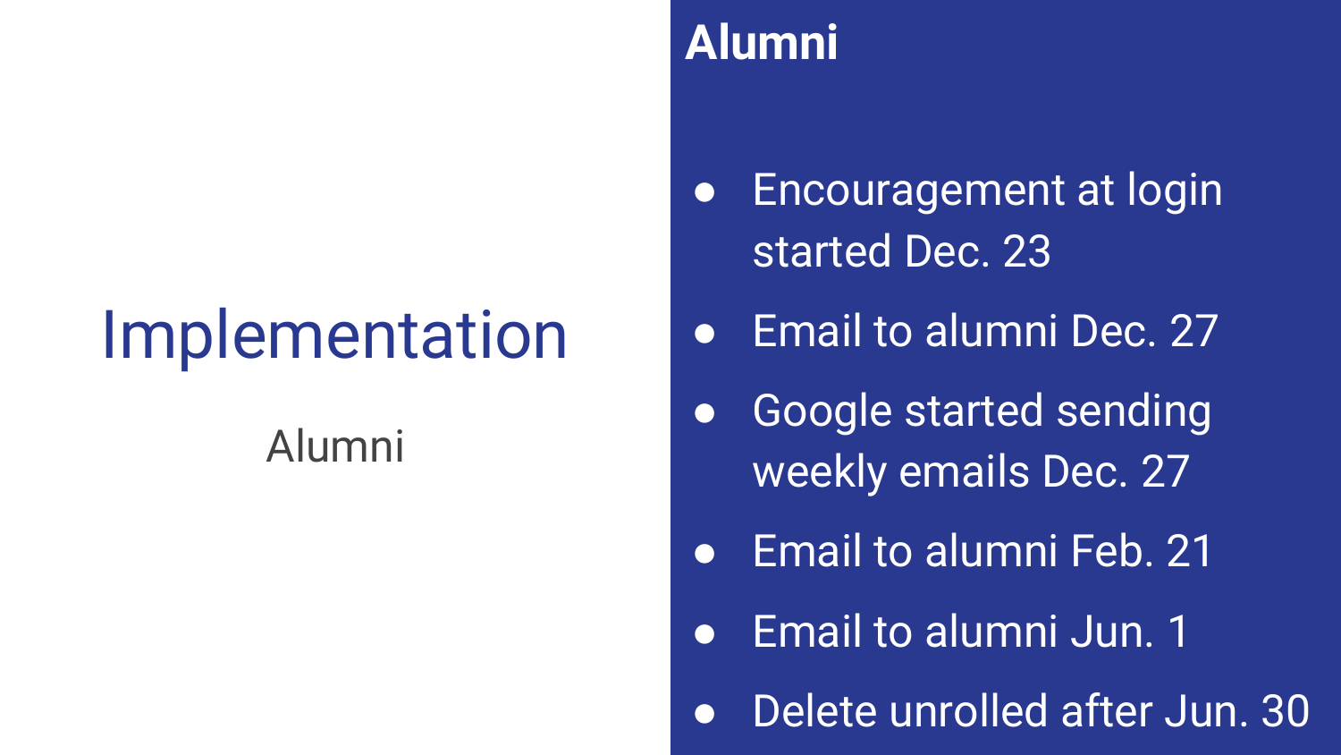# Implementation

Alumni

## Alumni

- Encouragement at login started Dec. 23
- Email to alumni Dec. 27
- Google started sending weekly emails Dec. 27
- Email to alumni Feb. 21
- Email to alumni Jun. 1
- Delete unrolled after Jun. 30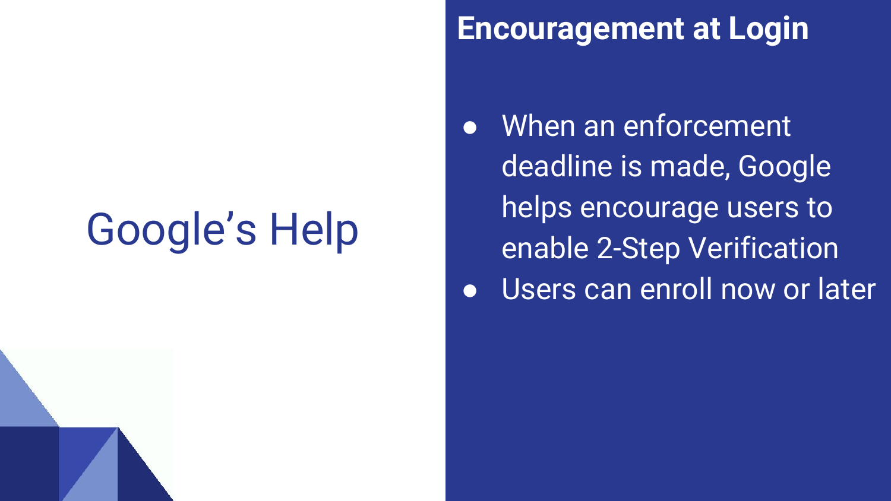# Google's Help

## Encouragement at Login

- When an enforcement deadline is made, Google helps encourage users to enable 2-Step Verification
- Users can enroll now or later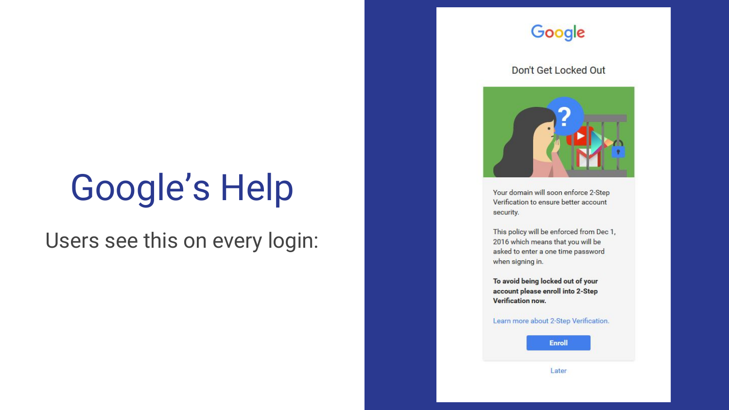# Google's Help

Users see this on every login:

Google

Don't Get Locked Out

Your domain will soon enforce 2-Step Verification to ensure better account security.

This policy will be enforced from Dec 1, 2016 which means that you will be asked to enter a one time password when signing in.

**To avoid being locked out of your account please enroll into 2-Step Verification now.**

Learn more about 2-Step Verification.

Enroll

Later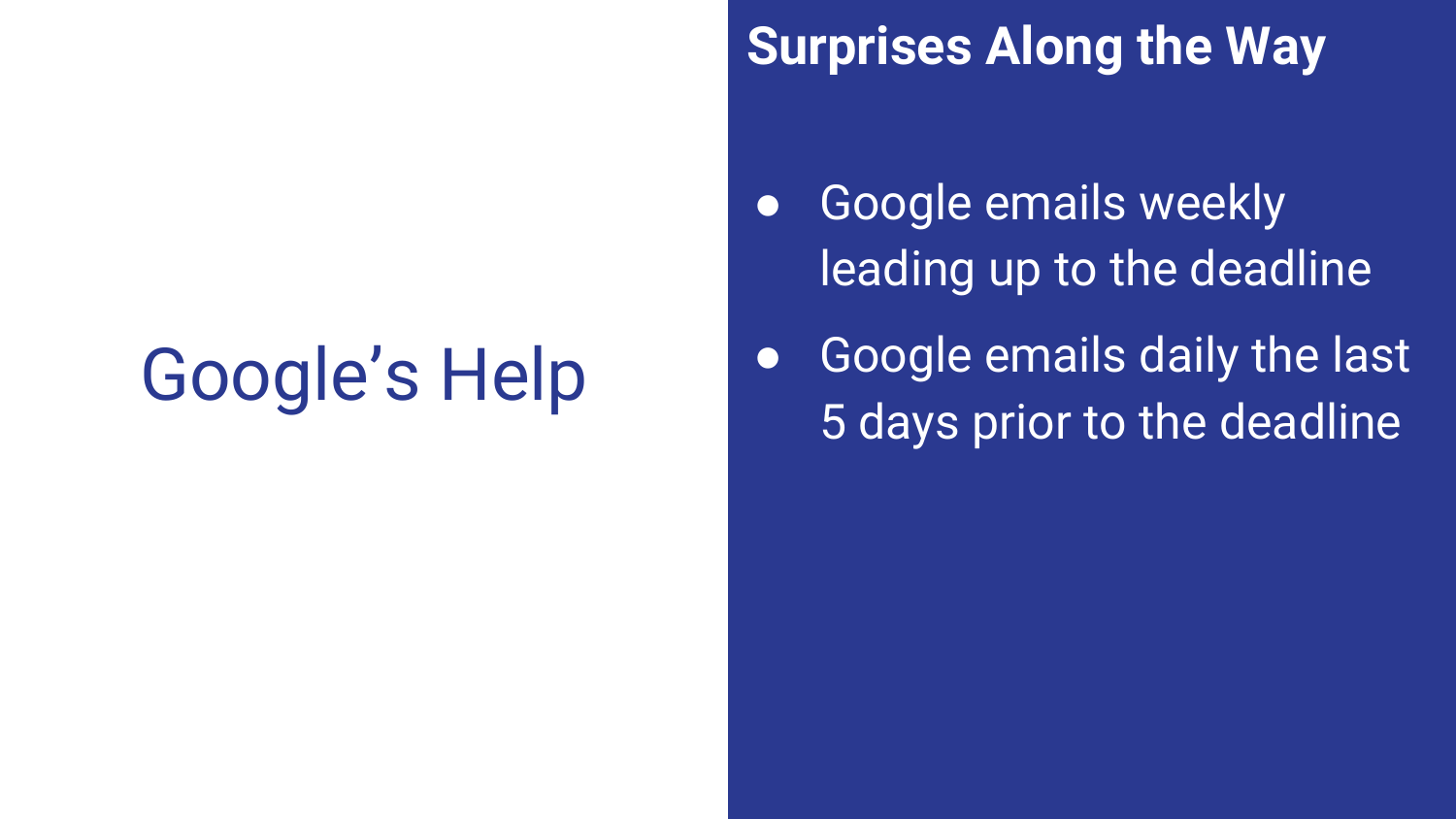# Google's Help

## Surprises Along the Way

- Google emails weekly leading up to the deadline
- Google emails daily the last 5 days prior to the deadline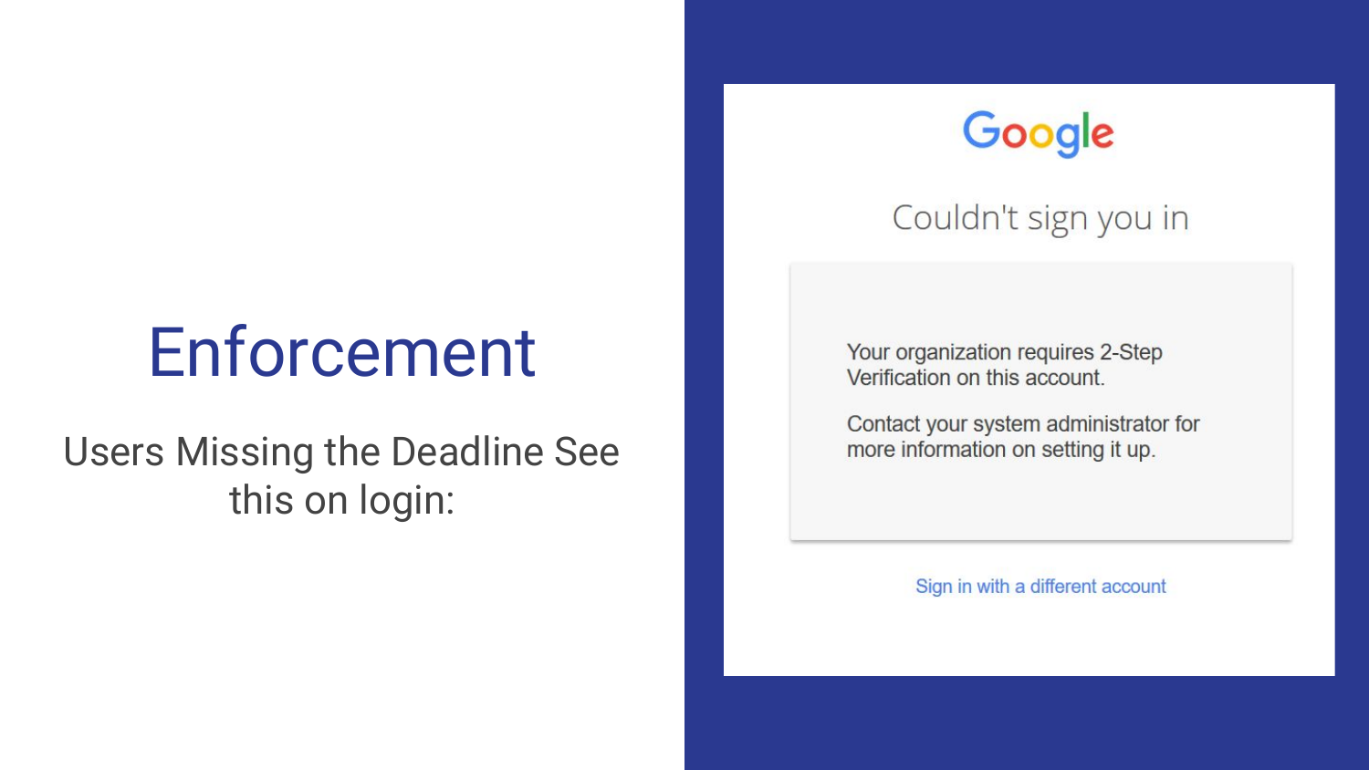# Enforcement

Users Missing the Deadline See this on login:

Google

Couldn't sign you in

Your organization requires 2-Step Verification on this account.

Contact your system administrator for more information on setting it up.

Sign in with a different account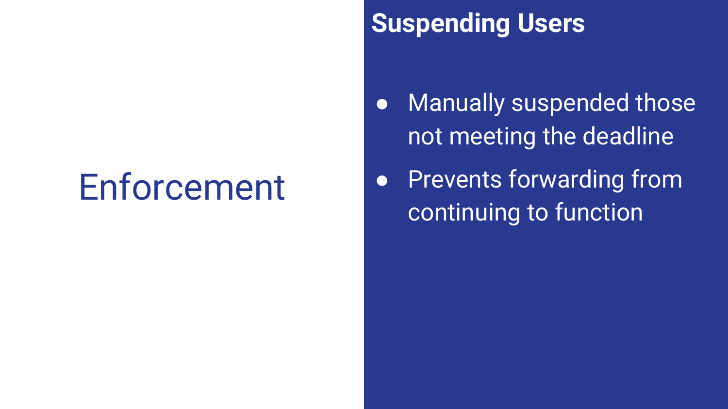# Enforcement

## Suspending Users

- Manually suspended those not meeting the deadline
- Prevents forwarding from continuing to function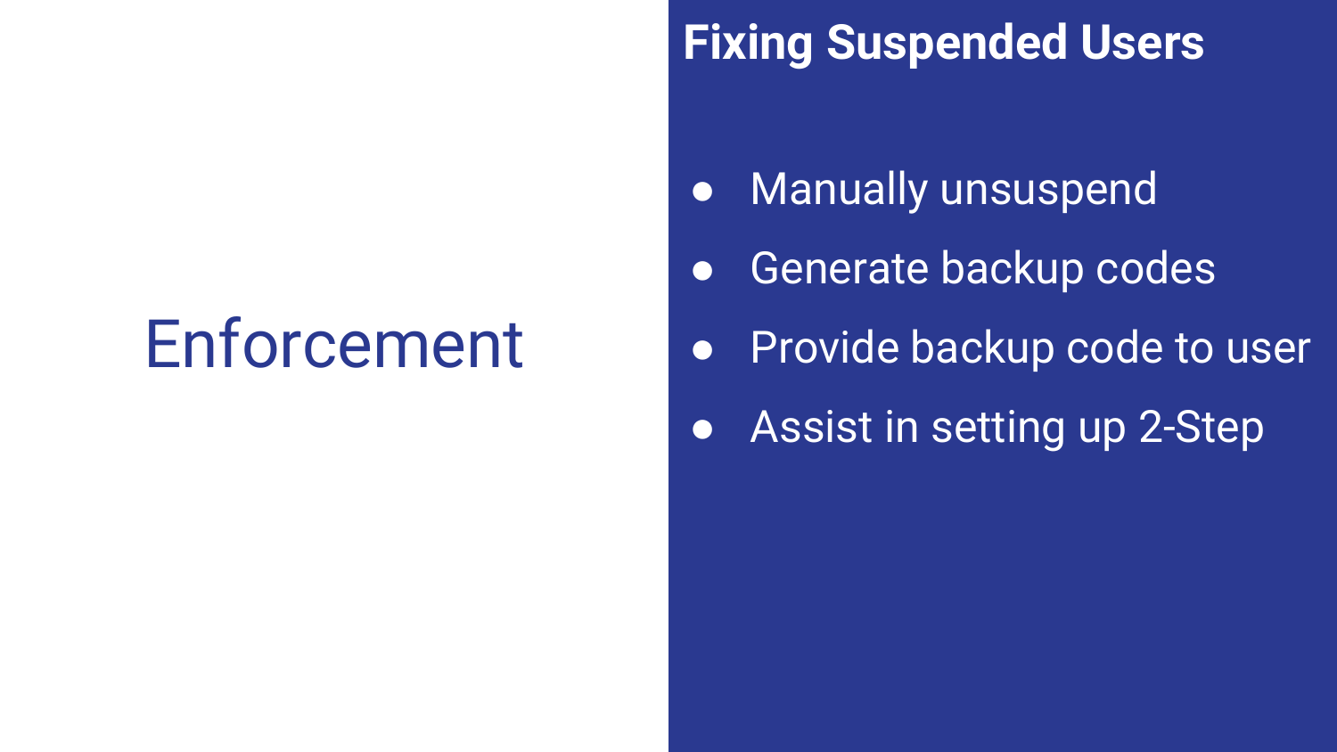# Enforcement

## Fixing Suspended Users

- Manually unsuspend
- Generate backup codes
- Provide backup code to user
- Assist in setting up 2-Step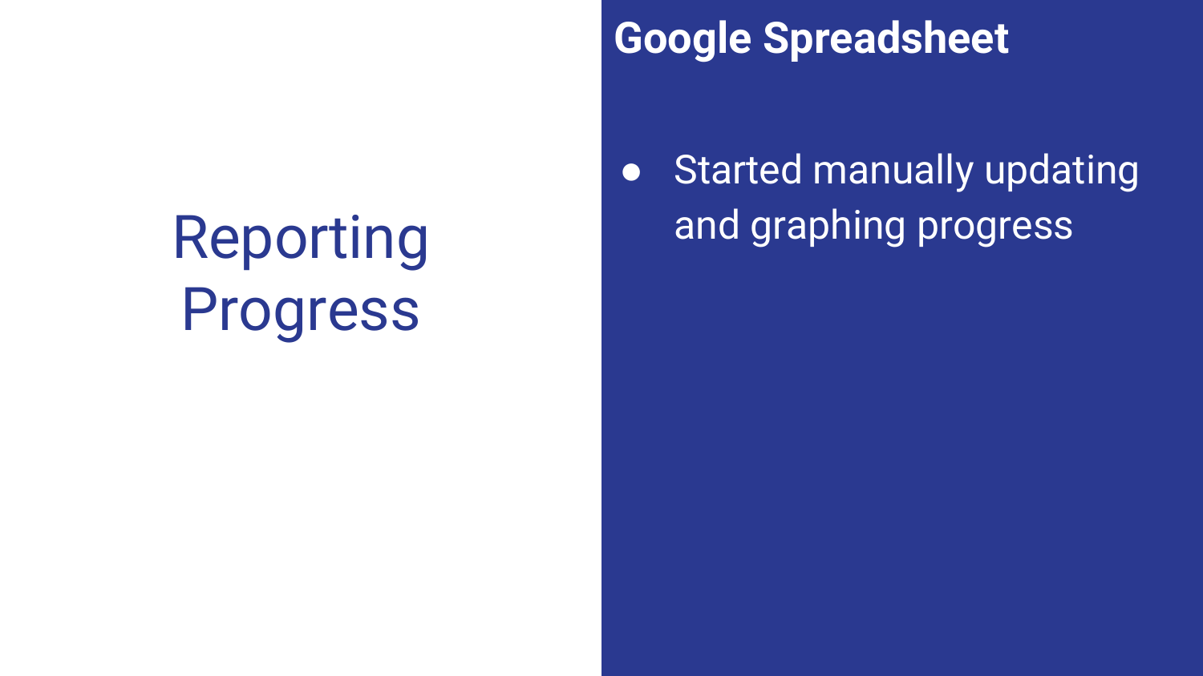# Reporting Progress

## Google Spreadsheet

- Started manually updating and graphing progress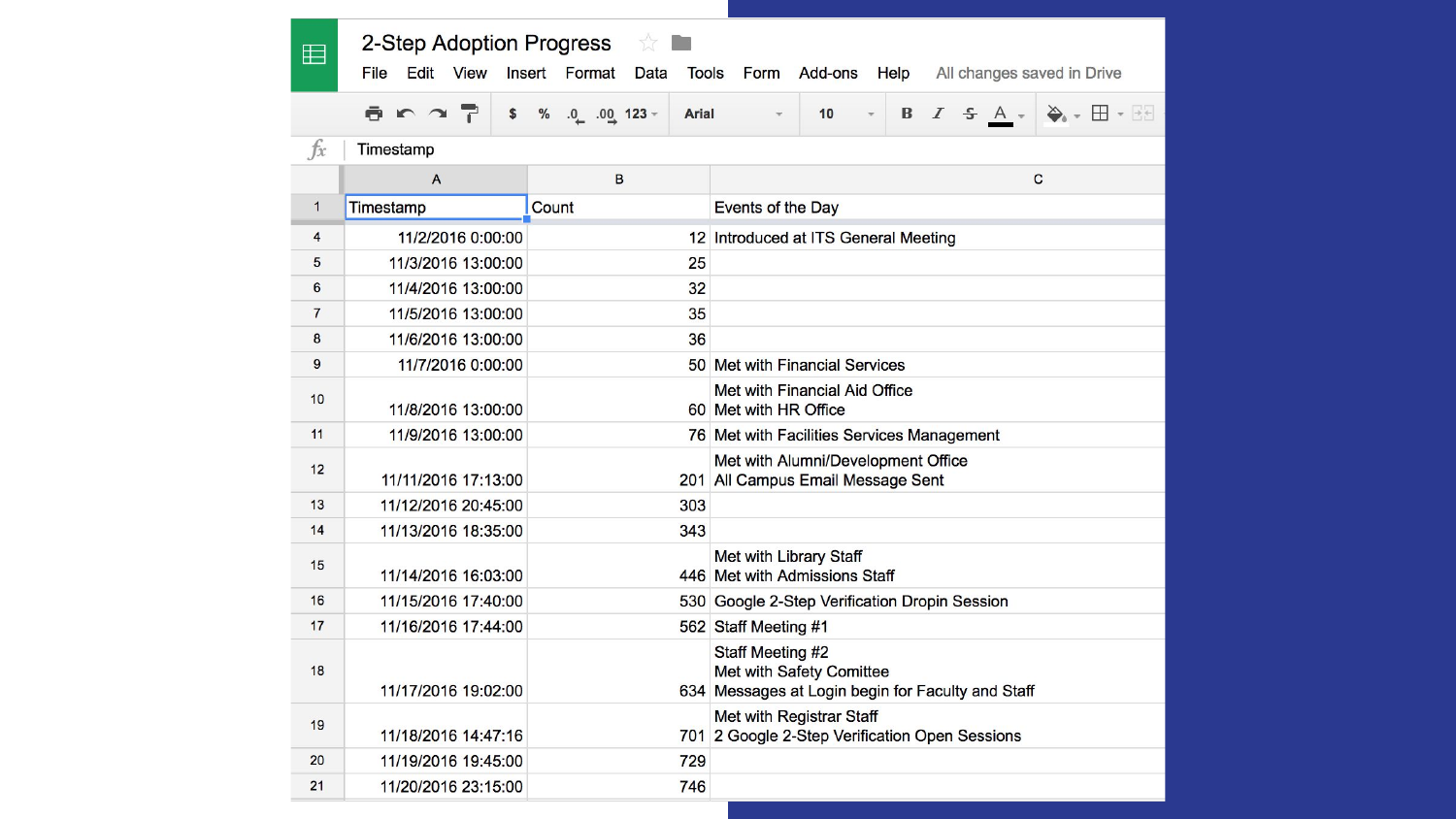# 2-Step Adoption Progress

| Timestamp | Count | Events of the Day |
|---|---|---|
| 11/2/2016 0:00:00 | 12 | Introduced at ITS General Meeting |
| 11/3/2016 13:00:00 | 25 | |
| 11/4/2016 13:00:00 | 32 | |
| 11/5/2016 13:00:00 | 35 | |
| 11/6/2016 13:00:00 | 36 | |
| 11/7/2016 0:00:00 | 50 | Met with Financial Services |
| 11/8/2016 13:00:00 | 60 | Met with Financial Aid Office<br>Met with HR Office |
| 11/9/2016 13:00:00 | 76 | Met with Facilities Services Management |
| 11/11/2016 17:13:00 | 201 | Met with Alumni/Development Office<br>All Campus Email Message Sent |
| 11/12/2016 20:45:00 | 303 | |
| 11/13/2016 18:35:00 | 343 | |
| 11/14/2016 16:03:00 | 446 | Met with Library Staff<br>Met with Admissions Staff |
| 11/15/2016 17:40:00 | 530 | Google 2-Step Verification Dropin Session |
| 11/16/2016 17:44:00 | 562 | Staff Meeting #1 |
| 11/17/2016 19:02:00 | 634 | Staff Meeting #2<br>Met with Safety Comittee<br>Messages at Login begin for Faculty and Staff |
| 11/18/2016 14:47:16 | 701 | Met with Registrar Staff<br>2 Google 2-Step Verification Open Sessions |
| 11/19/2016 19:45:00 | 729 | |
| 11/20/2016 23:15:00 | 746 | |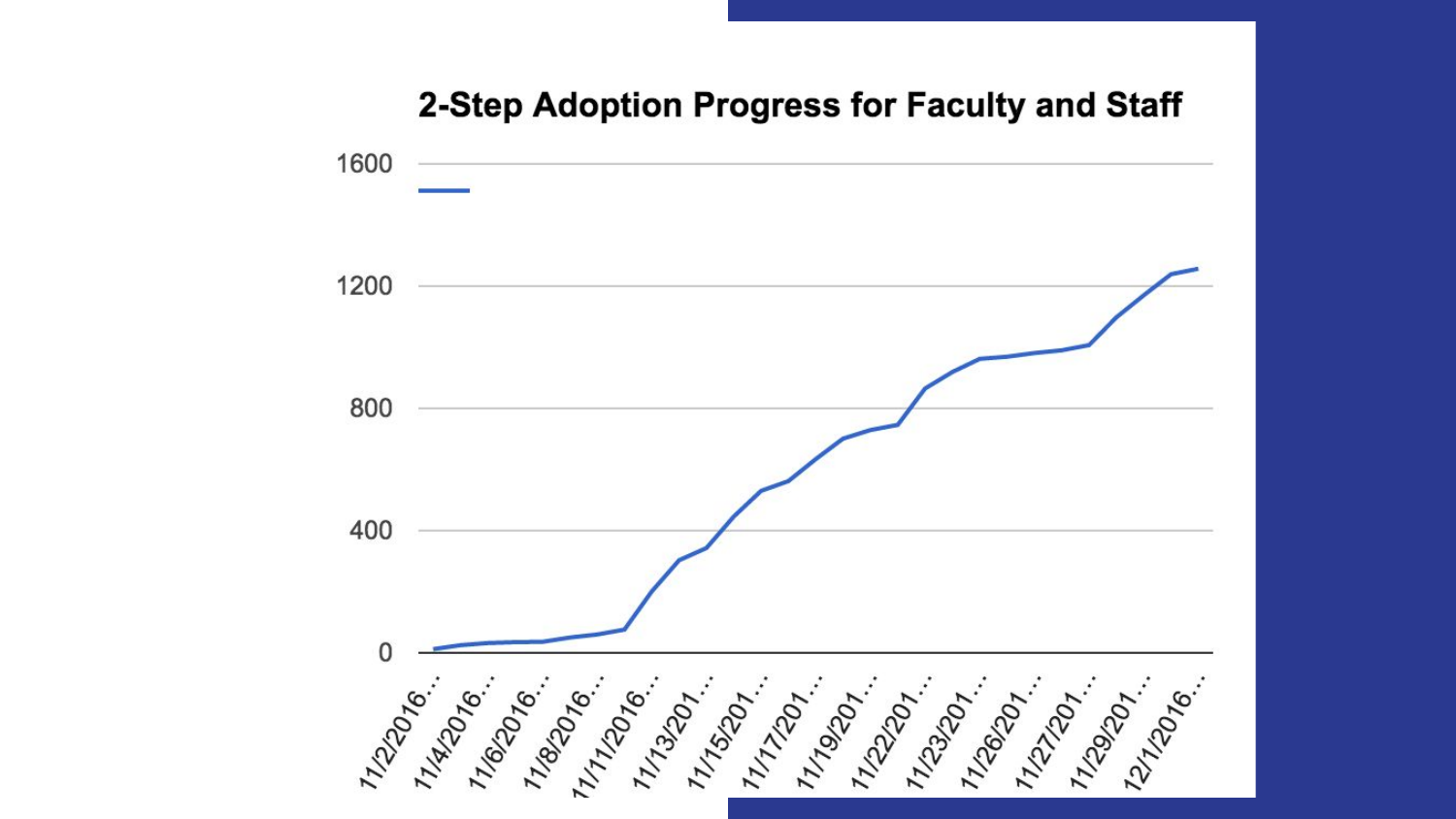## 2-Step Adoption Progress for Faculty and Staff

1600

1200

800

400

0

11/2/2016... 11/4/2016... 11/6/2016... 11/8/2016... 11/11/2016... 11/13/201... 11/15/201... 11/17/201... 11/19/201... 11/22/201... 11/23/201... 11/26/201... 11/27/201... 11/29/201... 12/1/2016...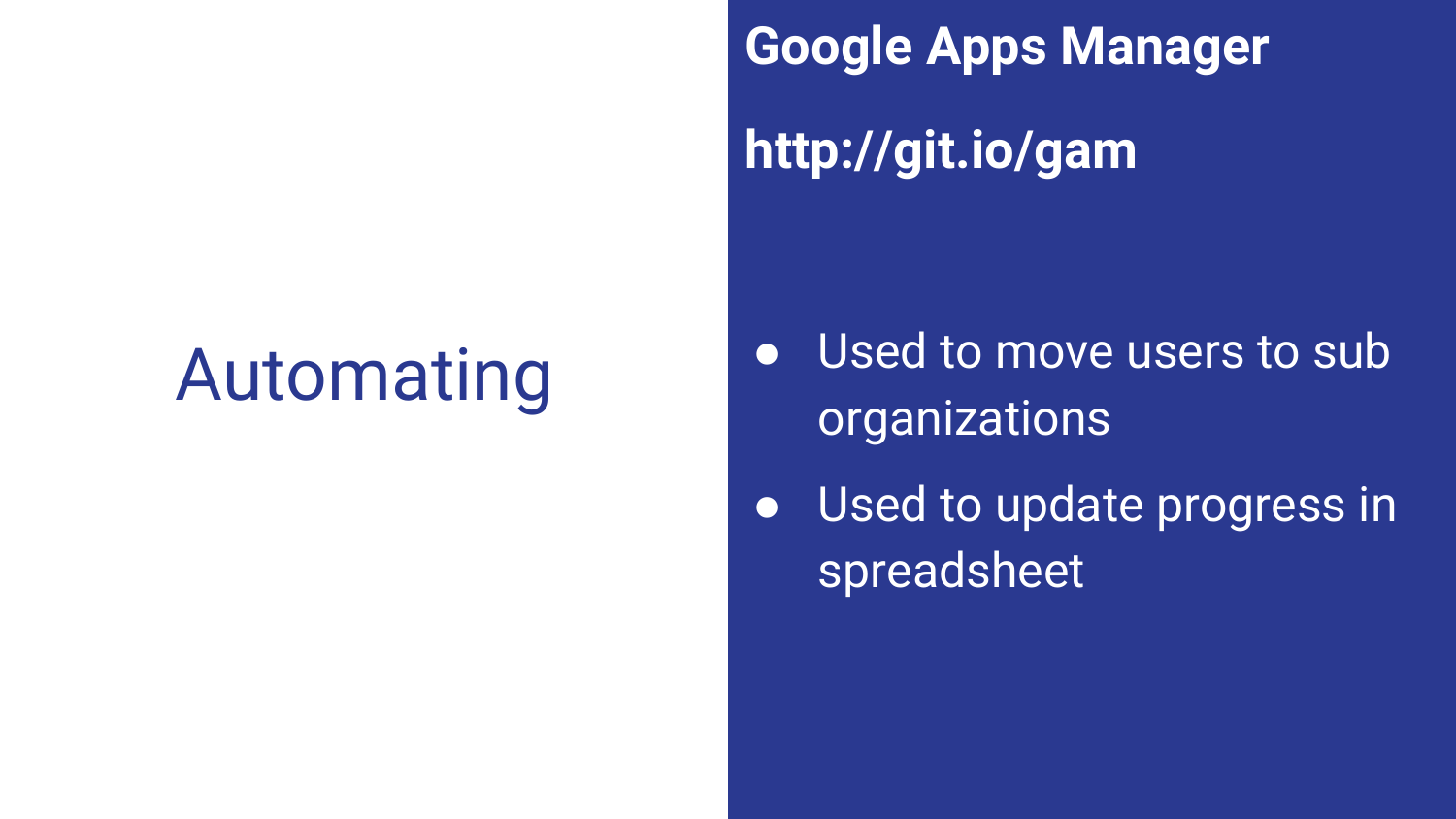# Automating

## Google Apps Manager

**http://git.io/gam**

- Used to move users to sub organizations
- Used to update progress in spreadsheet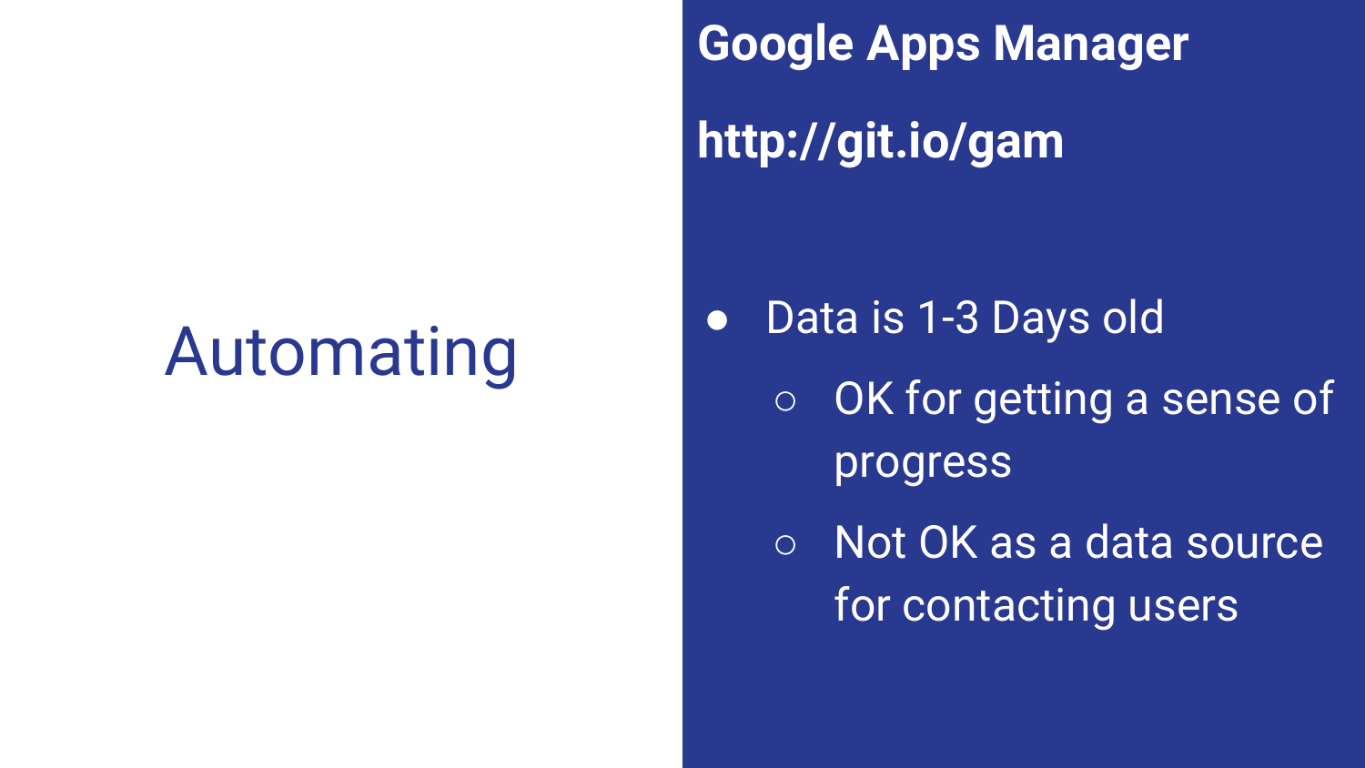# Automating

## Google Apps Manager

**http://git.io/gam**

- Data is 1-3 Days old
  - OK for getting a sense of progress
  - Not OK as a data source for contacting users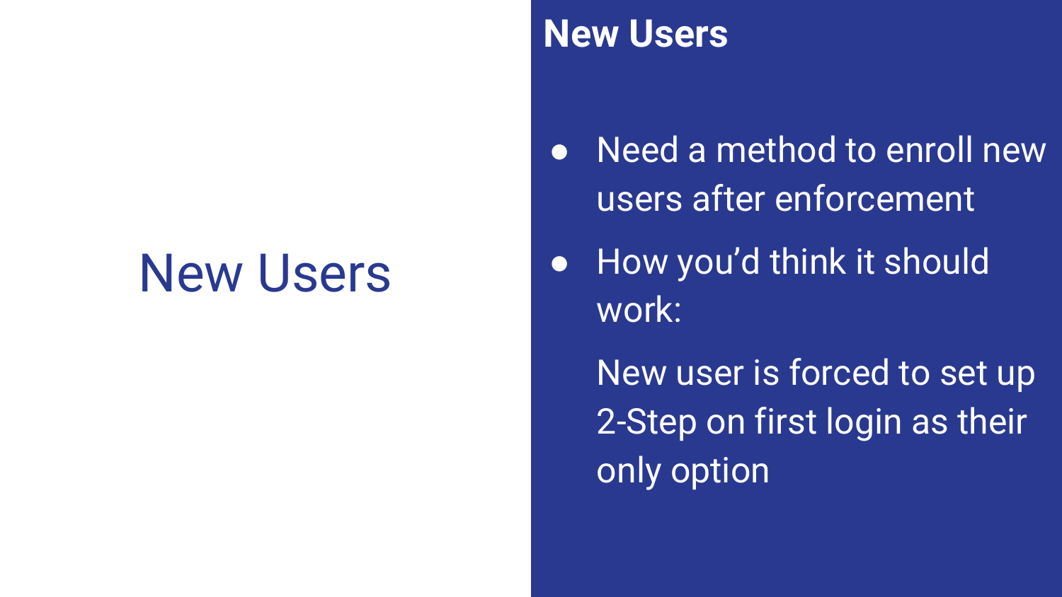# New Users

## New Users

- Need a method to enroll new users after enforcement
- How you'd think it should work:

  New user is forced to set up 2-Step on first login as their only option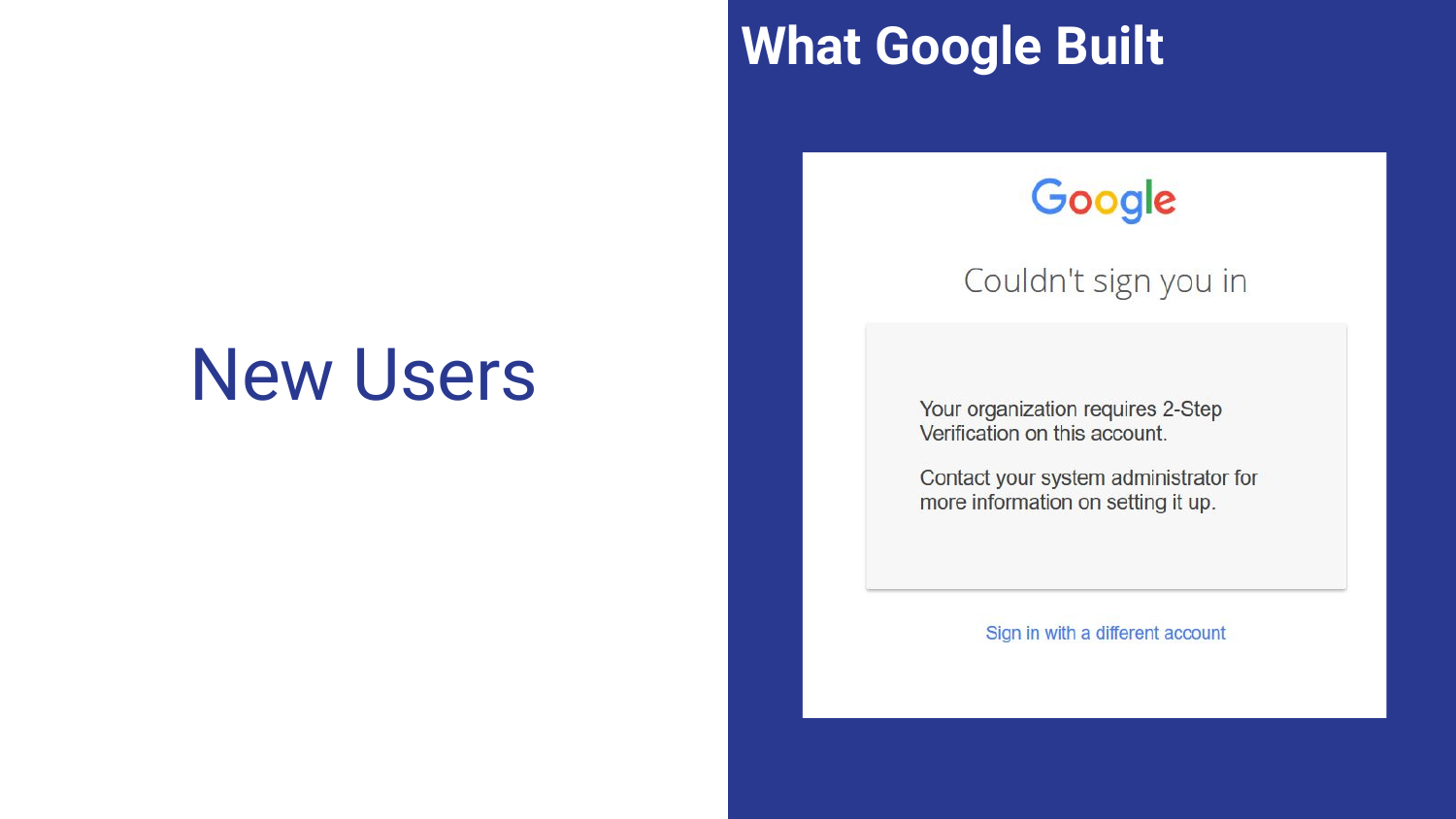# New Users

## What Google Built

Google

Couldn't sign you in

Your organization requires 2-Step Verification on this account.

Contact your system administrator for more information on setting it up.

Sign in with a different account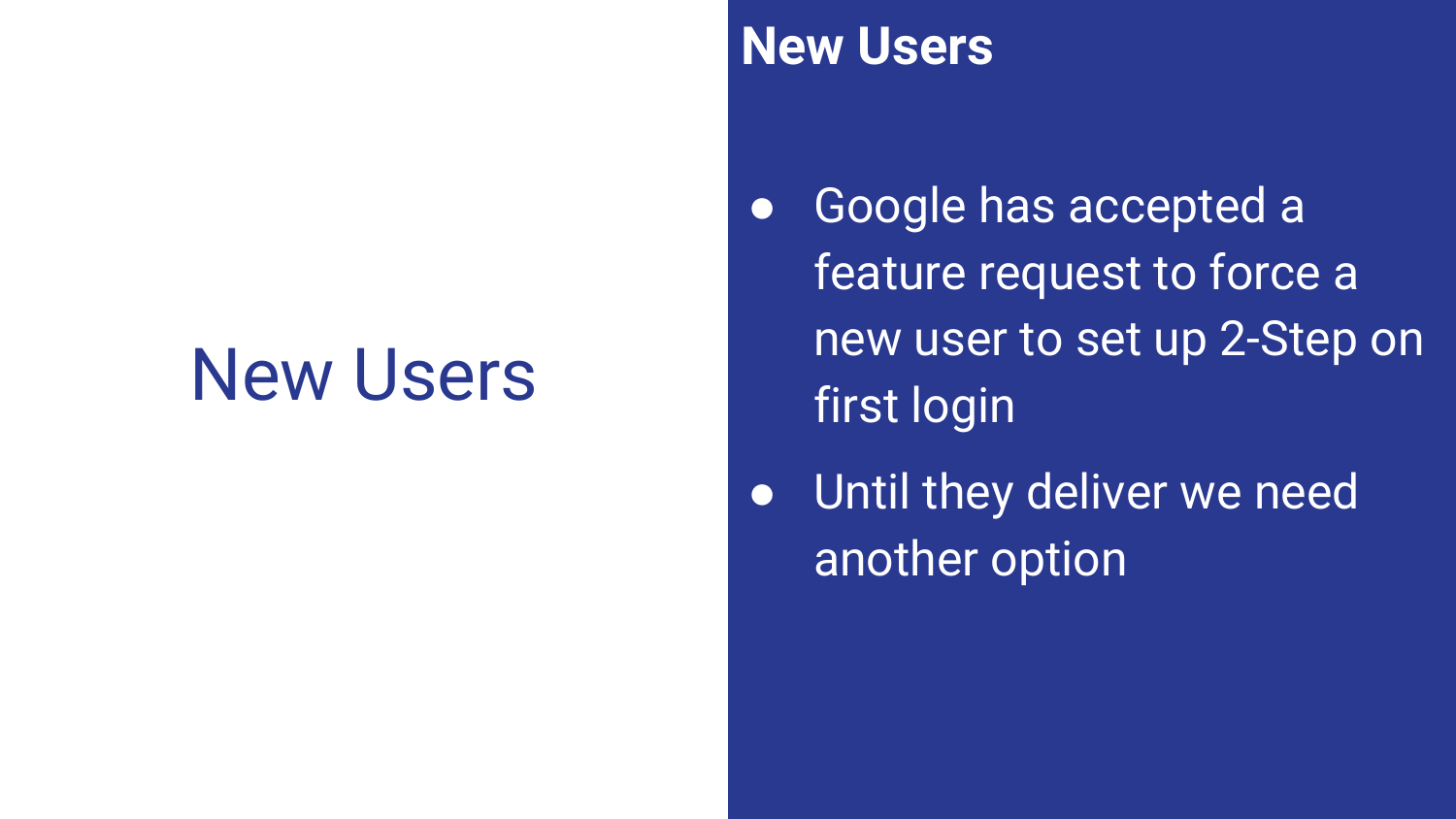# New Users

## New Users

- Google has accepted a feature request to force a new user to set up 2-Step on first login
- Until they deliver we need another option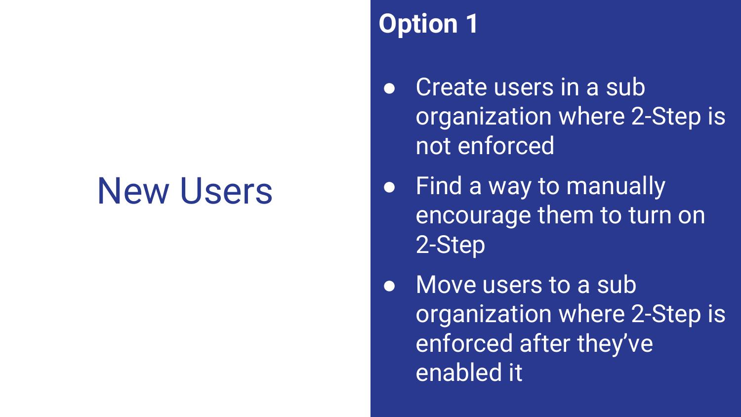# New Users

## Option 1

- Create users in a sub organization where 2-Step is not enforced
- Find a way to manually encourage them to turn on 2-Step
- Move users to a sub organization where 2-Step is enforced after they've enabled it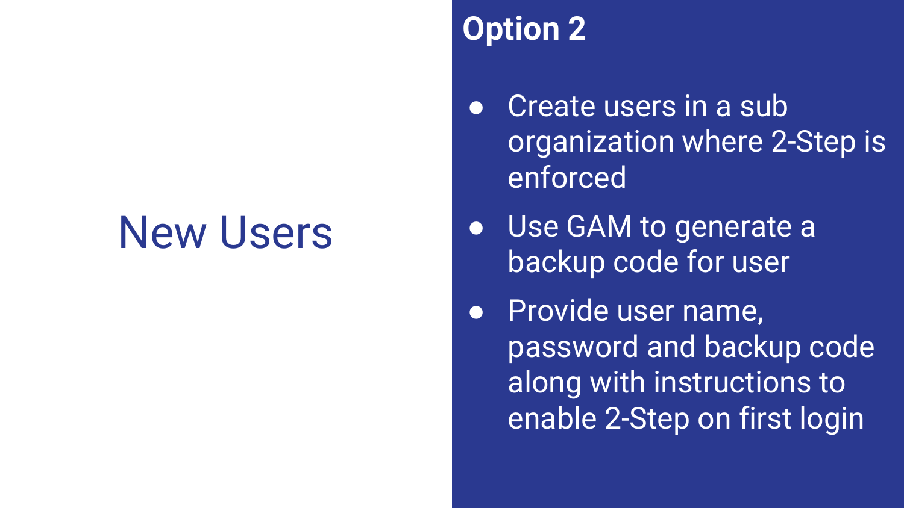# New Users

## Option 2

- Create users in a sub organization where 2-Step is enforced
- Use GAM to generate a backup code for user
- Provide user name, password and backup code along with instructions to enable 2-Step on first login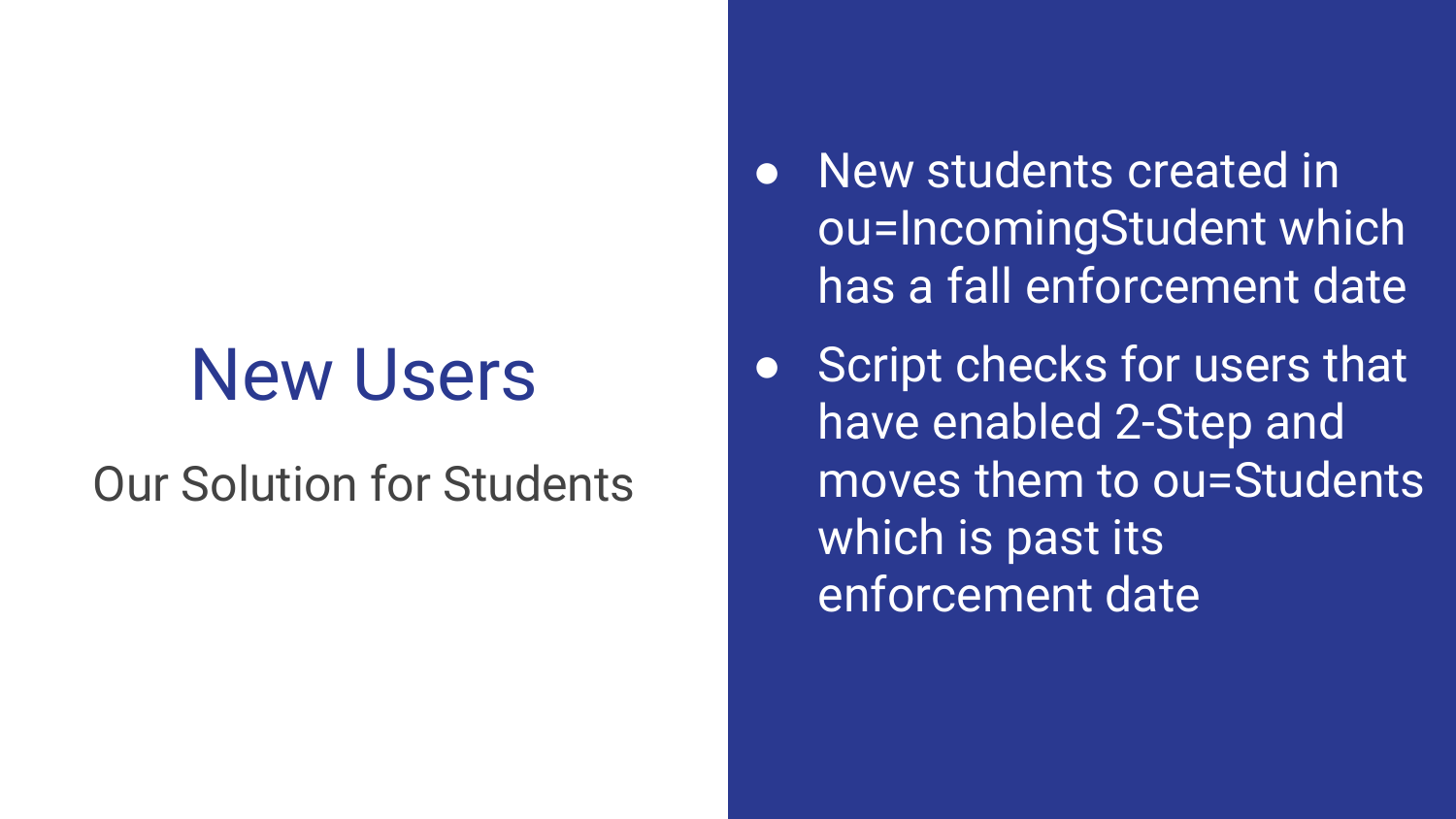# New Users

Our Solution for Students

- New students created in ou=IncomingStudent which has a fall enforcement date
- Script checks for users that have enabled 2-Step and moves them to ou=Students which is past its enforcement date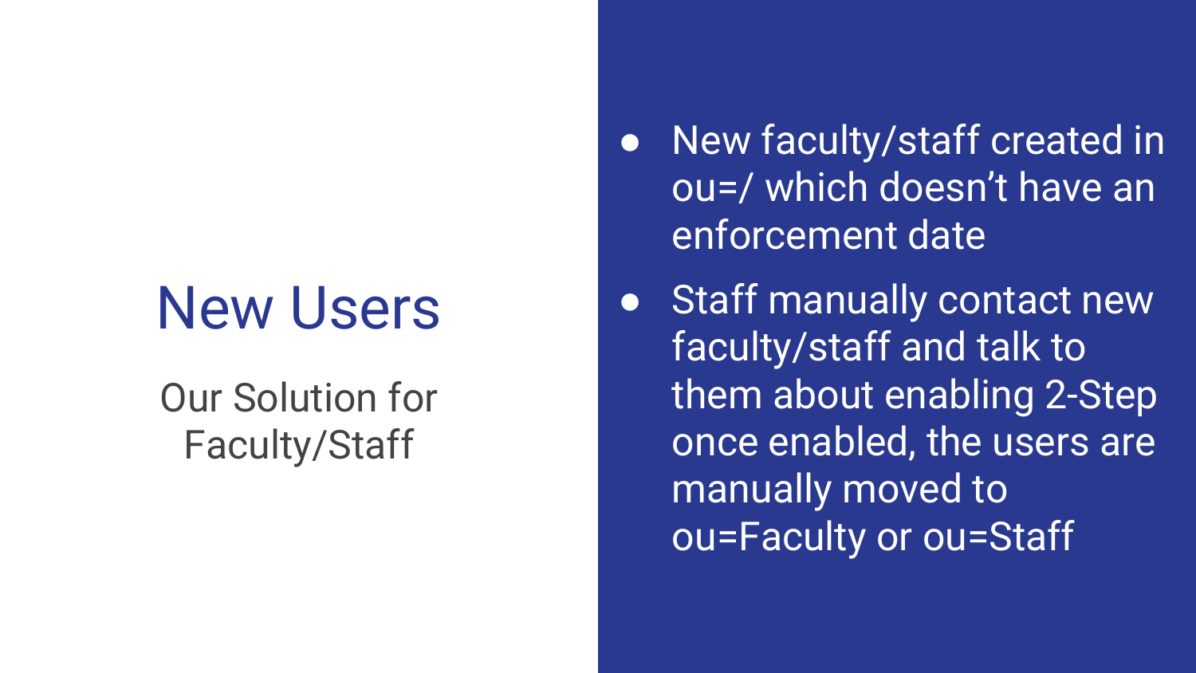# New Users

Our Solution for Faculty/Staff

- New faculty/staff created in ou=/ which doesn't have an enforcement date
- Staff manually contact new faculty/staff and talk to them about enabling 2-Step once enabled, the users are manually moved to ou=Faculty or ou=Staff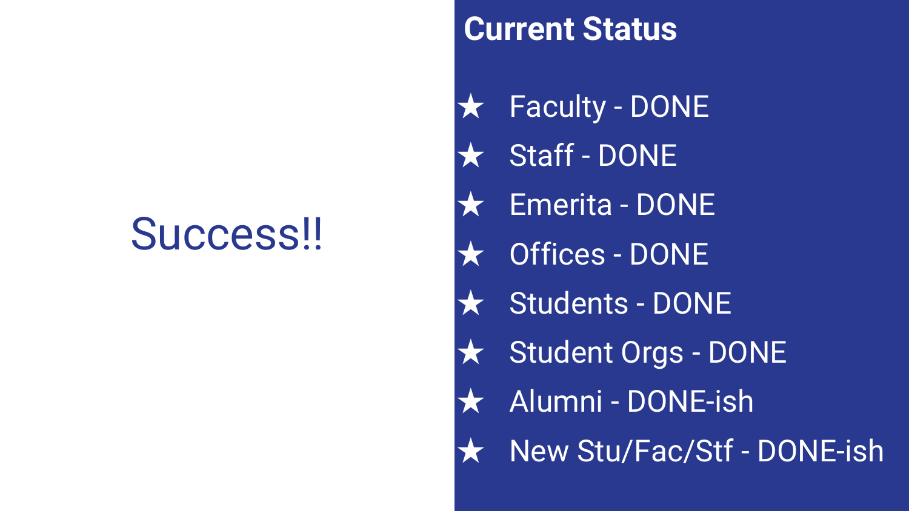# Success!!

## Current Status

- ★ Faculty - DONE
- ★ Staff - DONE
- ★ Emerita - DONE
- ★ Offices - DONE
- ★ Students - DONE
- ★ Student Orgs - DONE
- ★ Alumni - DONE-ish
- ★ New Stu/Fac/Stf - DONE-ish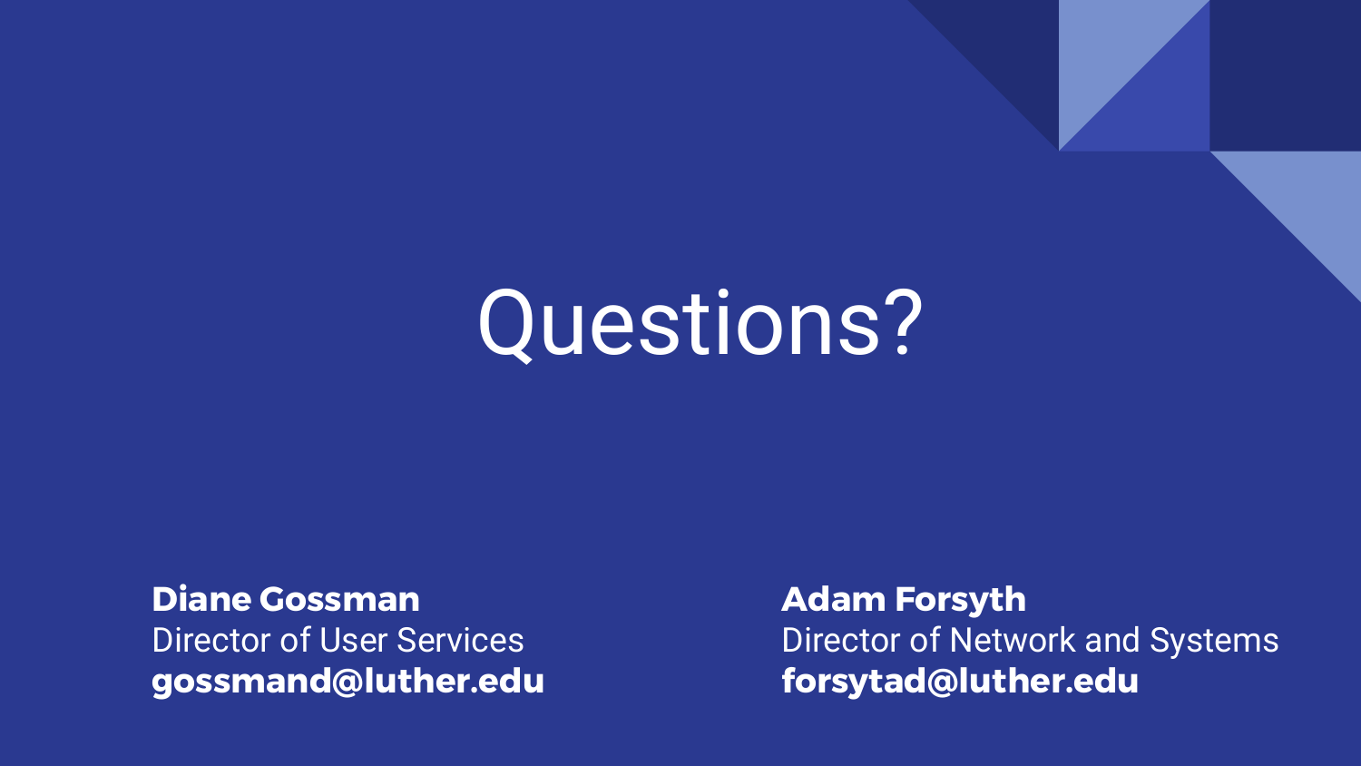# Questions?

**Diane Gossman**
Director of User Services
**gossmand@luther.edu**

**Adam Forsyth**
Director of Network and Systems
**forsytad@luther.edu**